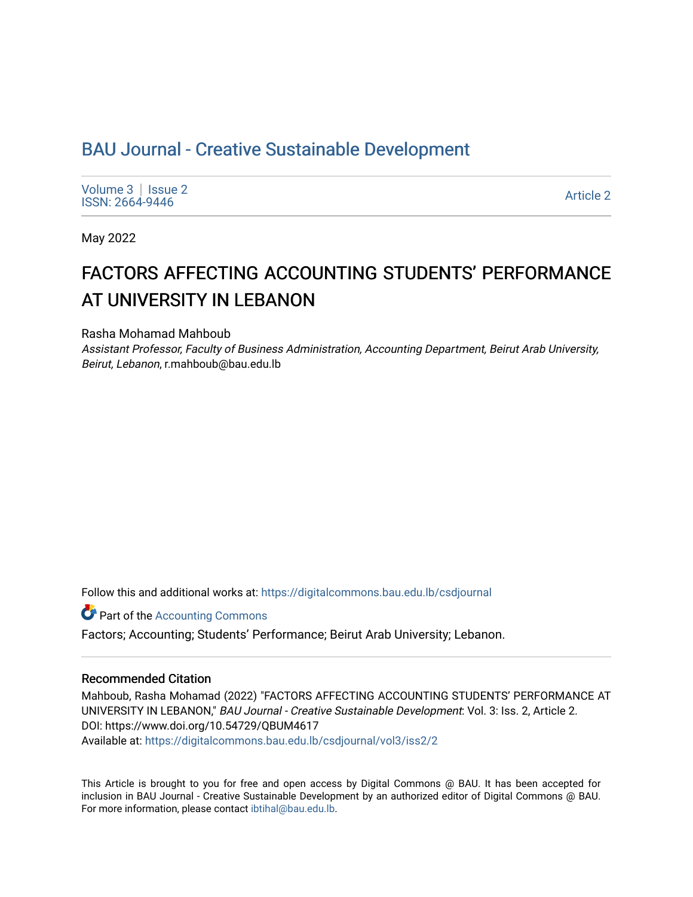# BAU Journal - Creative Sustainable Development

Volume 3 | Issue 2
ISSN: 2664-9446

Article 2

May 2022

## FACTORS AFFECTING ACCOUNTING STUDENTS' PERFORMANCE AT UNIVERSITY IN LEBANON

Rasha Mohamad Mahboub
*Assistant Professor, Faculty of Business Administration, Accounting Department, Beirut Arab University, Beirut, Lebanon*, r.mahboub@bau.edu.lb

Follow this and additional works at: https://digitalcommons.bau.edu.lb/csdjournal

Part of the Accounting Commons

Factors; Accounting; Students' Performance; Beirut Arab University; Lebanon.

### Recommended Citation

Mahboub, Rasha Mohamad (2022) "FACTORS AFFECTING ACCOUNTING STUDENTS' PERFORMANCE AT UNIVERSITY IN LEBANON," *BAU Journal - Creative Sustainable Development*: Vol. 3: Iss. 2, Article 2.
DOI: https://www.doi.org/10.54729/QBUM4617
Available at: https://digitalcommons.bau.edu.lb/csdjournal/vol3/iss2/2

This Article is brought to you for free and open access by Digital Commons @ BAU. It has been accepted for inclusion in BAU Journal - Creative Sustainable Development by an authorized editor of Digital Commons @ BAU. For more information, please contact ibtihal@bau.edu.lb.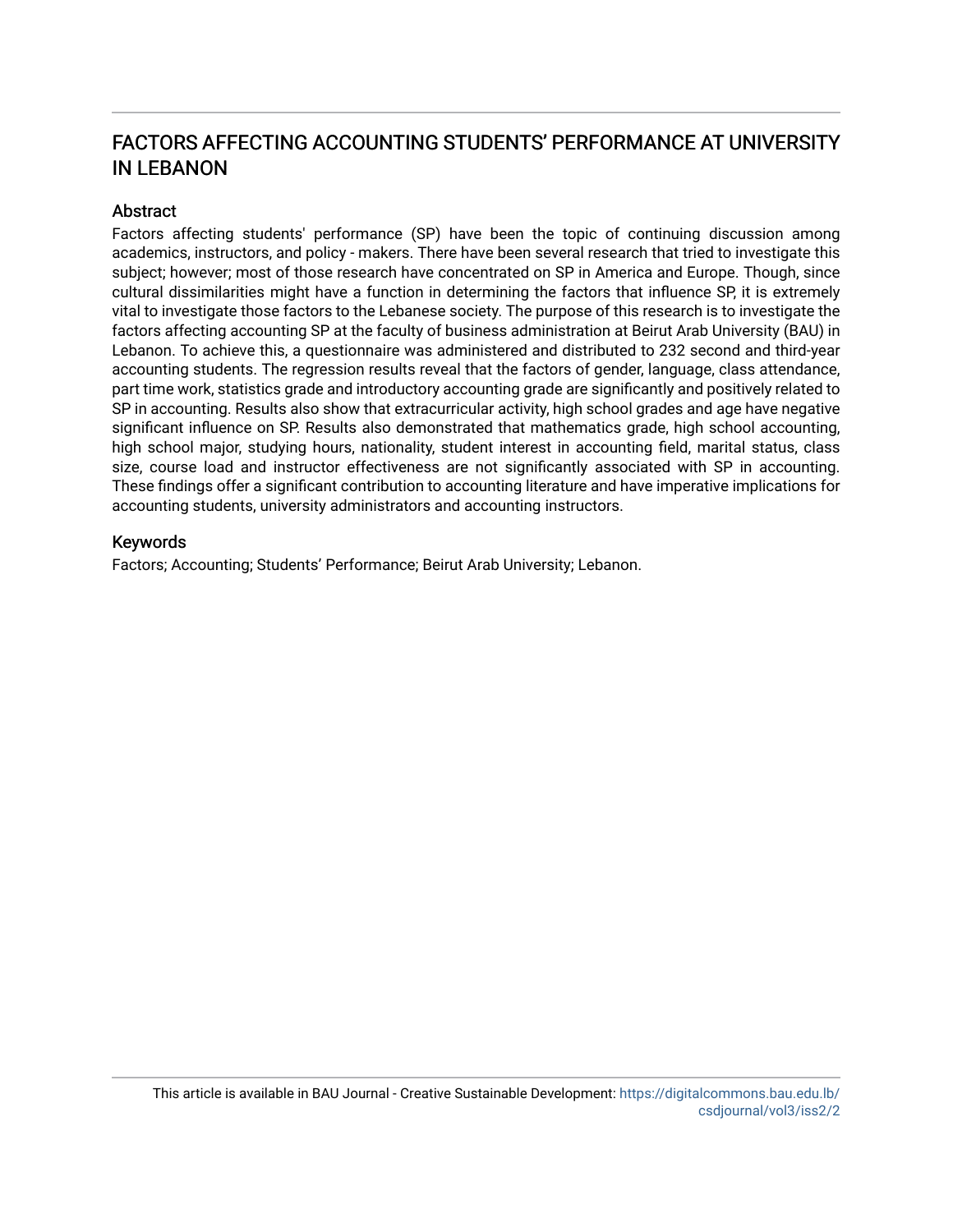# FACTORS AFFECTING ACCOUNTING STUDENTS' PERFORMANCE AT UNIVERSITY IN LEBANON

## Abstract

Factors affecting students' performance (SP) have been the topic of continuing discussion among academics, instructors, and policy - makers. There have been several research that tried to investigate this subject; however; most of those research have concentrated on SP in America and Europe. Though, since cultural dissimilarities might have a function in determining the factors that influence SP, it is extremely vital to investigate those factors to the Lebanese society. The purpose of this research is to investigate the factors affecting accounting SP at the faculty of business administration at Beirut Arab University (BAU) in Lebanon. To achieve this, a questionnaire was administered and distributed to 232 second and third-year accounting students. The regression results reveal that the factors of gender, language, class attendance, part time work, statistics grade and introductory accounting grade are significantly and positively related to SP in accounting. Results also show that extracurricular activity, high school grades and age have negative significant influence on SP. Results also demonstrated that mathematics grade, high school accounting, high school major, studying hours, nationality, student interest in accounting field, marital status, class size, course load and instructor effectiveness are not significantly associated with SP in accounting. These findings offer a significant contribution to accounting literature and have imperative implications for accounting students, university administrators and accounting instructors.

## Keywords

Factors; Accounting; Students' Performance; Beirut Arab University; Lebanon.

This article is available in BAU Journal - Creative Sustainable Development: https://digitalcommons.bau.edu.lb/csdjournal/vol3/iss2/2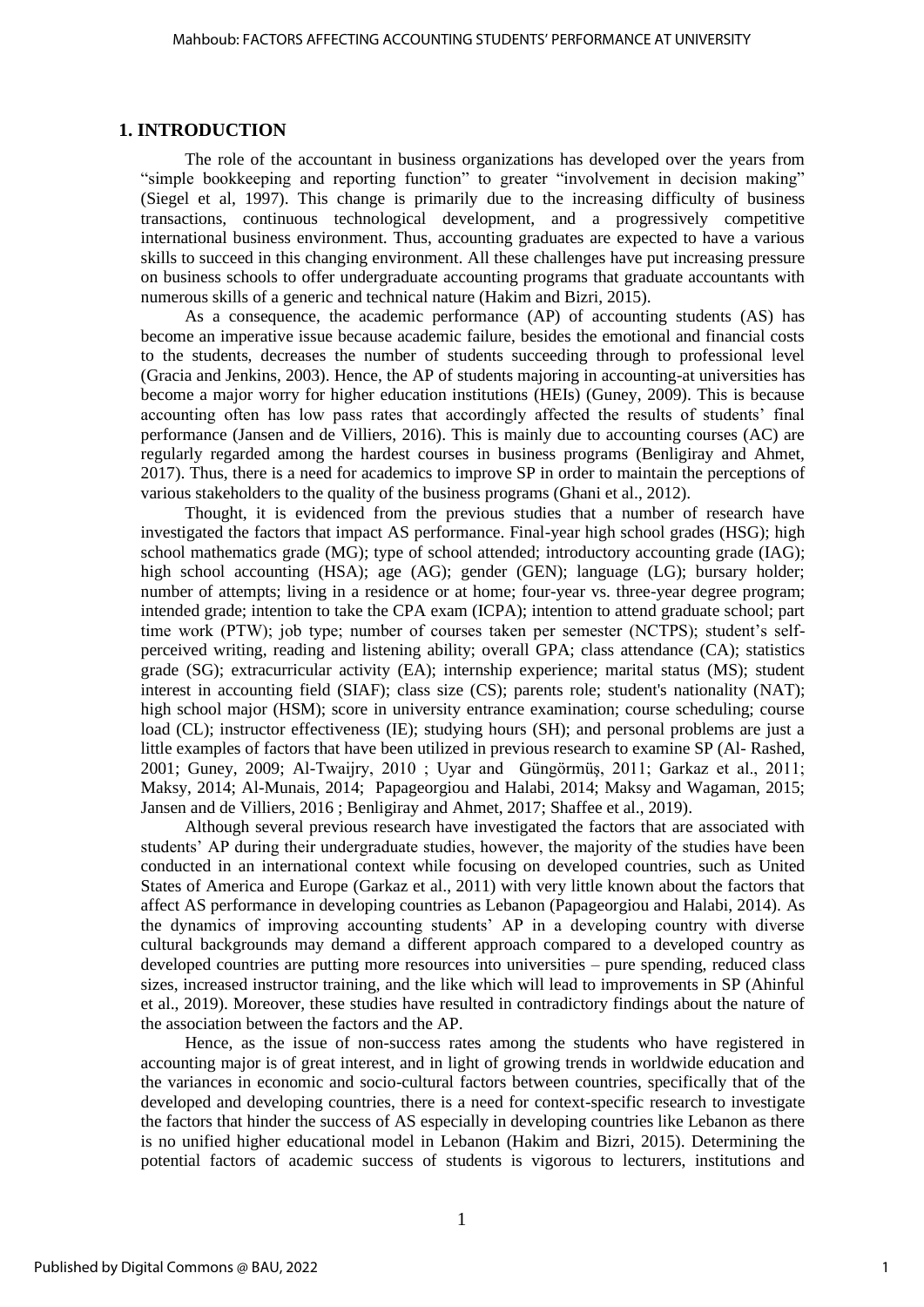## 1. INTRODUCTION

The role of the accountant in business organizations has developed over the years from "simple bookkeeping and reporting function" to greater "involvement in decision making" (Siegel et al, 1997). This change is primarily due to the increasing difficulty of business transactions, continuous technological development, and a progressively competitive international business environment. Thus, accounting graduates are expected to have a various skills to succeed in this changing environment. All these challenges have put increasing pressure on business schools to offer undergraduate accounting programs that graduate accountants with numerous skills of a generic and technical nature (Hakim and Bizri, 2015).

As a consequence, the academic performance (AP) of accounting students (AS) has become an imperative issue because academic failure, besides the emotional and financial costs to the students, decreases the number of students succeeding through to professional level (Gracia and Jenkins, 2003). Hence, the AP of students majoring in accounting-at universities has become a major worry for higher education institutions (HEIs) (Guney, 2009). This is because accounting often has low pass rates that accordingly affected the results of students' final performance (Jansen and de Villiers, 2016). This is mainly due to accounting courses (AC) are regularly regarded among the hardest courses in business programs (Benligiray and Ahmet, 2017). Thus, there is a need for academics to improve SP in order to maintain the perceptions of various stakeholders to the quality of the business programs (Ghani et al., 2012).

Thought, it is evidenced from the previous studies that a number of research have investigated the factors that impact AS performance. Final-year high school grades (HSG); high school mathematics grade (MG); type of school attended; introductory accounting grade (IAG); high school accounting (HSA); age (AG); gender (GEN); language (LG); bursary holder; number of attempts; living in a residence or at home; four-year vs. three-year degree program; intended grade; intention to take the CPA exam (ICPA); intention to attend graduate school; part time work (PTW); job type; number of courses taken per semester (NCTPS); student's self-perceived writing, reading and listening ability; overall GPA; class attendance (CA); statistics grade (SG); extracurricular activity (EA); internship experience; marital status (MS); student interest in accounting field (SIAF); class size (CS); parents role; student's nationality (NAT); high school major (HSM); score in university entrance examination; course scheduling; course load (CL); instructor effectiveness (IE); studying hours (SH); and personal problems are just a little examples of factors that have been utilized in previous research to examine SP (Al- Rashed, 2001; Guney, 2009; Al-Twaijry, 2010 ; Uyar and Güngörmüş, 2011; Garkaz et al., 2011; Maksy, 2014; Al-Munais, 2014; Papageorgiou and Halabi, 2014; Maksy and Wagaman, 2015; Jansen and de Villiers, 2016 ; Benligiray and Ahmet, 2017; Shaffee et al., 2019).

Although several previous research have investigated the factors that are associated with students' AP during their undergraduate studies, however, the majority of the studies have been conducted in an international context while focusing on developed countries, such as United States of America and Europe (Garkaz et al., 2011) with very little known about the factors that affect AS performance in developing countries as Lebanon (Papageorgiou and Halabi, 2014). As the dynamics of improving accounting students' AP in a developing country with diverse cultural backgrounds may demand a different approach compared to a developed country as developed countries are putting more resources into universities – pure spending, reduced class sizes, increased instructor training, and the like which will lead to improvements in SP (Ahinful et al., 2019). Moreover, these studies have resulted in contradictory findings about the nature of the association between the factors and the AP.

Hence, as the issue of non-success rates among the students who have registered in accounting major is of great interest, and in light of growing trends in worldwide education and the variances in economic and socio-cultural factors between countries, specifically that of the developed and developing countries, there is a need for context-specific research to investigate the factors that hinder the success of AS especially in developing countries like Lebanon as there is no unified higher educational model in Lebanon (Hakim and Bizri, 2015). Determining the potential factors of academic success of students is vigorous to lecturers, institutions and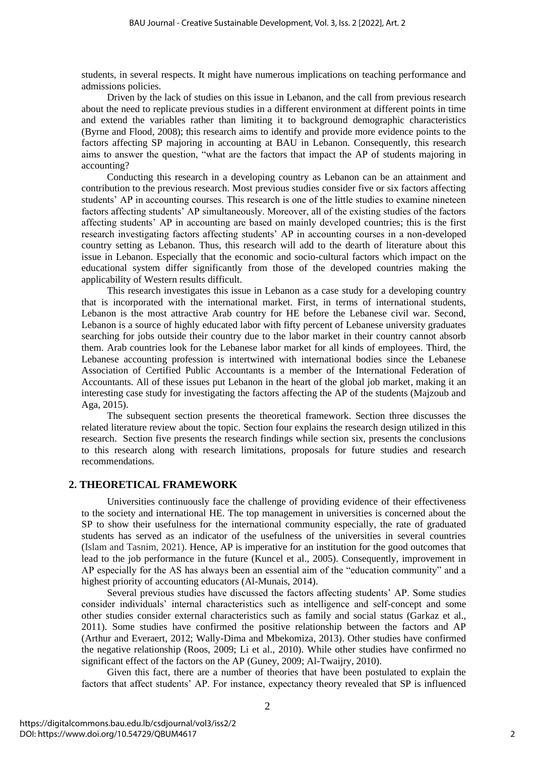students, in several respects. It might have numerous implications on teaching performance and admissions policies.

Driven by the lack of studies on this issue in Lebanon, and the call from previous research about the need to replicate previous studies in a different environment at different points in time and extend the variables rather than limiting it to background demographic characteristics (Byrne and Flood, 2008); this research aims to identify and provide more evidence points to the factors affecting SP majoring in accounting at BAU in Lebanon. Consequently, this research aims to answer the question, "what are the factors that impact the AP of students majoring in accounting?

Conducting this research in a developing country as Lebanon can be an attainment and contribution to the previous research. Most previous studies consider five or six factors affecting students' AP in accounting courses. This research is one of the little studies to examine nineteen factors affecting students' AP simultaneously. Moreover, all of the existing studies of the factors affecting students' AP in accounting are based on mainly developed countries; this is the first research investigating factors affecting students' AP in accounting courses in a non-developed country setting as Lebanon. Thus, this research will add to the dearth of literature about this issue in Lebanon. Especially that the economic and socio-cultural factors which impact on the educational system differ significantly from those of the developed countries making the applicability of Western results difficult.

This research investigates this issue in Lebanon as a case study for a developing country that is incorporated with the international market. First, in terms of international students, Lebanon is the most attractive Arab country for HE before the Lebanese civil war. Second, Lebanon is a source of highly educated labor with fifty percent of Lebanese university graduates searching for jobs outside their country due to the labor market in their country cannot absorb them. Arab countries look for the Lebanese labor market for all kinds of employees. Third, the Lebanese accounting profession is intertwined with international bodies since the Lebanese Association of Certified Public Accountants is a member of the International Federation of Accountants. All of these issues put Lebanon in the heart of the global job market, making it an interesting case study for investigating the factors affecting the AP of the students (Majzoub and Aga, 2015).

The subsequent section presents the theoretical framework. Section three discusses the related literature review about the topic. Section four explains the research design utilized in this research. Section five presents the research findings while section six, presents the conclusions to this research along with research limitations, proposals for future studies and research recommendations.

## 2. THEORETICAL FRAMEWORK

Universities continuously face the challenge of providing evidence of their effectiveness to the society and international HE. The top management in universities is concerned about the SP to show their usefulness for the international community especially, the rate of graduated students has served as an indicator of the usefulness of the universities in several countries (Islam and Tasnim, 2021). Hence, AP is imperative for an institution for the good outcomes that lead to the job performance in the future (Kuncel et al., 2005). Consequently, improvement in AP especially for the AS has always been an essential aim of the "education community" and a highest priority of accounting educators (Al-Munais, 2014).

Several previous studies have discussed the factors affecting students' AP. Some studies consider individuals' internal characteristics such as intelligence and self-concept and some other studies consider external characteristics such as family and social status (Garkaz et al., 2011). Some studies have confirmed the positive relationship between the factors and AP (Arthur and Everaert, 2012; Wally-Dima and Mbekomiza, 2013). Other studies have confirmed the negative relationship (Roos, 2009; Li et al., 2010). While other studies have confirmed no significant effect of the factors on the AP (Guney, 2009; Al-Twaijry, 2010).

Given this fact, there are a number of theories that have been postulated to explain the factors that affect students' AP. For instance, expectancy theory revealed that SP is influenced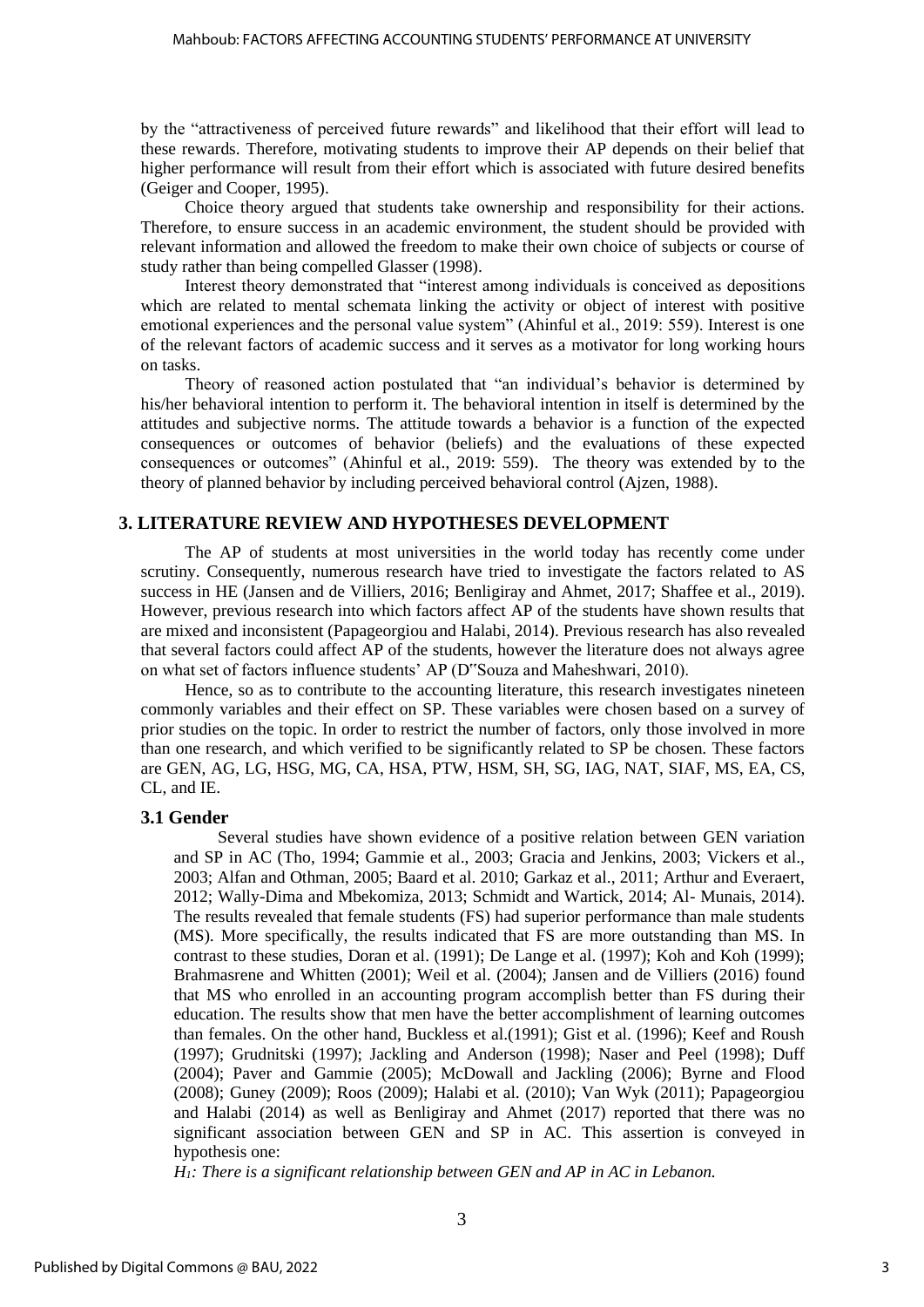by the "attractiveness of perceived future rewards" and likelihood that their effort will lead to these rewards. Therefore, motivating students to improve their AP depends on their belief that higher performance will result from their effort which is associated with future desired benefits (Geiger and Cooper, 1995).

Choice theory argued that students take ownership and responsibility for their actions. Therefore, to ensure success in an academic environment, the student should be provided with relevant information and allowed the freedom to make their own choice of subjects or course of study rather than being compelled Glasser (1998).

Interest theory demonstrated that "interest among individuals is conceived as depositions which are related to mental schemata linking the activity or object of interest with positive emotional experiences and the personal value system" (Ahinful et al., 2019: 559). Interest is one of the relevant factors of academic success and it serves as a motivator for long working hours on tasks.

Theory of reasoned action postulated that "an individual's behavior is determined by his/her behavioral intention to perform it. The behavioral intention in itself is determined by the attitudes and subjective norms. The attitude towards a behavior is a function of the expected consequences or outcomes of behavior (beliefs) and the evaluations of these expected consequences or outcomes" (Ahinful et al., 2019: 559). The theory was extended by to the theory of planned behavior by including perceived behavioral control (Ajzen, 1988).

## 3. LITERATURE REVIEW AND HYPOTHESES DEVELOPMENT

The AP of students at most universities in the world today has recently come under scrutiny. Consequently, numerous research have tried to investigate the factors related to AS success in HE (Jansen and de Villiers, 2016; Benligiray and Ahmet, 2017; Shaffee et al., 2019). However, previous research into which factors affect AP of the students have shown results that are mixed and inconsistent (Papageorgiou and Halabi, 2014). Previous research has also revealed that several factors could affect AP of the students, however the literature does not always agree on what set of factors influence students' AP (D"Souza and Maheshwari, 2010).

Hence, so as to contribute to the accounting literature, this research investigates nineteen commonly variables and their effect on SP. These variables were chosen based on a survey of prior studies on the topic. In order to restrict the number of factors, only those involved in more than one research, and which verified to be significantly related to SP be chosen. These factors are GEN, AG, LG, HSG, MG, CA, HSA, PTW, HSM, SH, SG, IAG, NAT, SIAF, MS, EA, CS, CL, and IE.

### 3.1 Gender

Several studies have shown evidence of a positive relation between GEN variation and SP in AC (Tho, 1994; Gammie et al., 2003; Gracia and Jenkins, 2003; Vickers et al., 2003; Alfan and Othman, 2005; Baard et al. 2010; Garkaz et al., 2011; Arthur and Everaert, 2012; Wally-Dima and Mbekomiza, 2013; Schmidt and Wartick, 2014; Al- Munais, 2014). The results revealed that female students (FS) had superior performance than male students (MS). More specifically, the results indicated that FS are more outstanding than MS. In contrast to these studies, Doran et al. (1991); De Lange et al. (1997); Koh and Koh (1999); Brahmasrene and Whitten (2001); Weil et al. (2004); Jansen and de Villiers (2016) found that MS who enrolled in an accounting program accomplish better than FS during their education. The results show that men have the better accomplishment of learning outcomes than females. On the other hand, Buckless et al.(1991); Gist et al. (1996); Keef and Roush (1997); Grudnitski (1997); Jackling and Anderson (1998); Naser and Peel (1998); Duff (2004); Paver and Gammie (2005); McDowall and Jackling (2006); Byrne and Flood (2008); Guney (2009); Roos (2009); Halabi et al. (2010); Van Wyk (2011); Papageorgiou and Halabi (2014) as well as Benligiray and Ahmet (2017) reported that there was no significant association between GEN and SP in AC. This assertion is conveyed in hypothesis one:

*$H_1$: There is a significant relationship between GEN and AP in AC in Lebanon.*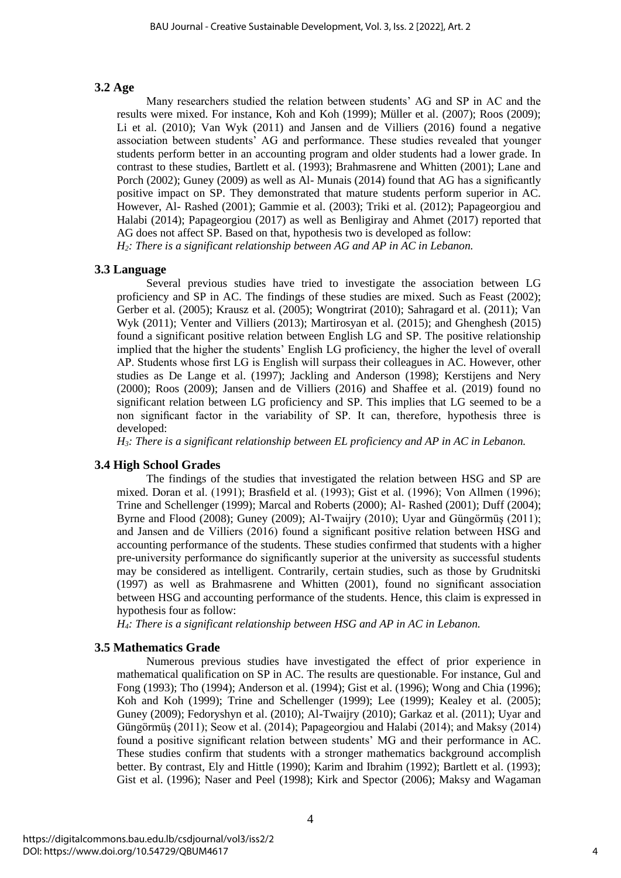### 3.2 Age

Many researchers studied the relation between students' AG and SP in AC and the results were mixed. For instance, Koh and Koh (1999); Müller et al. (2007); Roos (2009); Li et al. (2010); Van Wyk (2011) and Jansen and de Villiers (2016) found a negative association between students' AG and performance. These studies revealed that younger students perform better in an accounting program and older students had a lower grade. In contrast to these studies, Bartlett et al. (1993); Brahmasrene and Whitten (2001); Lane and Porch (2002); Guney (2009) as well as Al- Munais (2014) found that AG has a significantly positive impact on SP. They demonstrated that mature students perform superior in AC. However, Al- Rashed (2001); Gammie et al. (2003); Triki et al. (2012); Papageorgiou and Halabi (2014); Papageorgiou (2017) as well as Benligiray and Ahmet (2017) reported that AG does not affect SP. Based on that, hypothesis two is developed as follow:

*$H_2$: There is a significant relationship between AG and AP in AC in Lebanon.*

### 3.3 Language

Several previous studies have tried to investigate the association between LG proficiency and SP in AC. The findings of these studies are mixed. Such as Feast (2002); Gerber et al. (2005); Krausz et al. (2005); Wongtrirat (2010); Sahragard et al. (2011); Van Wyk (2011); Venter and Villiers (2013); Martirosyan et al. (2015); and Ghenghesh (2015) found a significant positive relation between English LG and SP. The positive relationship implied that the higher the students' English LG proficiency, the higher the level of overall AP. Students whose first LG is English will surpass their colleagues in AC. However, other studies as De Lange et al. (1997); Jackling and Anderson (1998); Kerstijens and Nery (2000); Roos (2009); Jansen and de Villiers (2016) and Shaffee et al. (2019) found no significant relation between LG proficiency and SP. This implies that LG seemed to be a non significant factor in the variability of SP. It can, therefore, hypothesis three is developed:

*$H_3$: There is a significant relationship between EL proficiency and AP in AC in Lebanon.*

### 3.4 High School Grades

The findings of the studies that investigated the relation between HSG and SP are mixed. Doran et al. (1991); Brasfield et al. (1993); Gist et al. (1996); Von Allmen (1996); Trine and Schellenger (1999); Marcal and Roberts (2000); Al- Rashed (2001); Duff (2004); Byrne and Flood (2008); Guney (2009); Al-Twaijry (2010); Uyar and Güngörmüş (2011); and Jansen and de Villiers (2016) found a significant positive relation between HSG and accounting performance of the students. These studies confirmed that students with a higher pre-university performance do significantly superior at the university as successful students may be considered as intelligent. Contrarily, certain studies, such as those by Grudnitski (1997) as well as Brahmasrene and Whitten (2001), found no significant association between HSG and accounting performance of the students. Hence, this claim is expressed in hypothesis four as follow:

*$H_4$: There is a significant relationship between HSG and AP in AC in Lebanon.*

### 3.5 Mathematics Grade

Numerous previous studies have investigated the effect of prior experience in mathematical qualification on SP in AC. The results are questionable. For instance, Gul and Fong (1993); Tho (1994); Anderson et al. (1994); Gist et al. (1996); Wong and Chia (1996); Koh and Koh (1999); Trine and Schellenger (1999); Lee (1999); Kealey et al. (2005); Guney (2009); Fedoryshyn et al. (2010); Al-Twaijry (2010); Garkaz et al. (2011); Uyar and Güngörmüş (2011); Seow et al. (2014); Papageorgiou and Halabi (2014); and Maksy (2014) found a positive significant relation between students' MG and their performance in AC. These studies confirm that students with a stronger mathematics background accomplish better. By contrast, Ely and Hittle (1990); Karim and Ibrahim (1992); Bartlett et al. (1993); Gist et al. (1996); Naser and Peel (1998); Kirk and Spector (2006); Maksy and Wagaman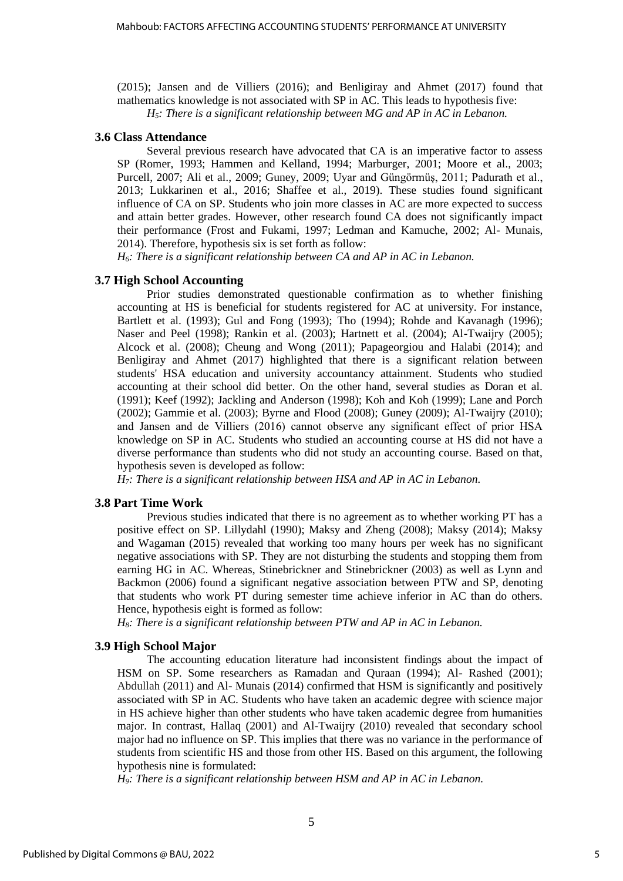(2015); Jansen and de Villiers (2016); and Benligiray and Ahmet (2017) found that mathematics knowledge is not associated with SP in AC. This leads to hypothesis five:

*$H_5$: There is a significant relationship between MG and AP in AC in Lebanon.*

### 3.6 Class Attendance

Several previous research have advocated that CA is an imperative factor to assess SP (Romer, 1993; Hammen and Kelland, 1994; Marburger, 2001; Moore et al., 2003; Purcell, 2007; Ali et al., 2009; Guney, 2009; Uyar and Güngörmüş, 2011; Padurath et al., 2013; Lukkarinen et al., 2016; Shaffee et al., 2019). These studies found significant influence of CA on SP. Students who join more classes in AC are more expected to success and attain better grades. However, other research found CA does not significantly impact their performance (Frost and Fukami, 1997; Ledman and Kamuche, 2002; Al- Munais, 2014). Therefore, hypothesis six is set forth as follow:

*$H_6$: There is a significant relationship between CA and AP in AC in Lebanon.*

### 3.7 High School Accounting

Prior studies demonstrated questionable confirmation as to whether finishing accounting at HS is beneficial for students registered for AC at university. For instance, Bartlett et al. (1993); Gul and Fong (1993); Tho (1994); Rohde and Kavanagh (1996); Naser and Peel (1998); Rankin et al. (2003); Hartnett et al. (2004); Al-Twaijry (2005); Alcock et al. (2008); Cheung and Wong (2011); Papageorgiou and Halabi (2014); and Benligiray and Ahmet (2017) highlighted that there is a significant relation between students' HSA education and university accountancy attainment. Students who studied accounting at their school did better. On the other hand, several studies as Doran et al. (1991); Keef (1992); Jackling and Anderson (1998); Koh and Koh (1999); Lane and Porch (2002); Gammie et al. (2003); Byrne and Flood (2008); Guney (2009); Al-Twaijry (2010); and Jansen and de Villiers (2016) cannot observe any significant effect of prior HSA knowledge on SP in AC. Students who studied an accounting course at HS did not have a diverse performance than students who did not study an accounting course. Based on that, hypothesis seven is developed as follow:

*$H_7$: There is a significant relationship between HSA and AP in AC in Lebanon.*

### 3.8 Part Time Work

Previous studies indicated that there is no agreement as to whether working PT has a positive effect on SP. Lillydahl (1990); Maksy and Zheng (2008); Maksy (2014); Maksy and Wagaman (2015) revealed that working too many hours per week has no significant negative associations with SP. They are not disturbing the students and stopping them from earning HG in AC. Whereas, Stinebrickner and Stinebrickner (2003) as well as Lynn and Backmon (2006) found a significant negative association between PTW and SP, denoting that students who work PT during semester time achieve inferior in AC than do others. Hence, hypothesis eight is formed as follow:

*$H_8$: There is a significant relationship between PTW and AP in AC in Lebanon.*

### 3.9 High School Major

The accounting education literature had inconsistent findings about the impact of HSM on SP. Some researchers as Ramadan and Quraan (1994); Al- Rashed (2001); Abdullah (2011) and Al- Munais (2014) confirmed that HSM is significantly and positively associated with SP in AC. Students who have taken an academic degree with science major in HS achieve higher than other students who have taken academic degree from humanities major. In contrast, Hallaq (2001) and Al-Twaijry (2010) revealed that secondary school major had no influence on SP. This implies that there was no variance in the performance of students from scientific HS and those from other HS. Based on this argument, the following hypothesis nine is formulated:

*$H_9$: There is a significant relationship between HSM and AP in AC in Lebanon.*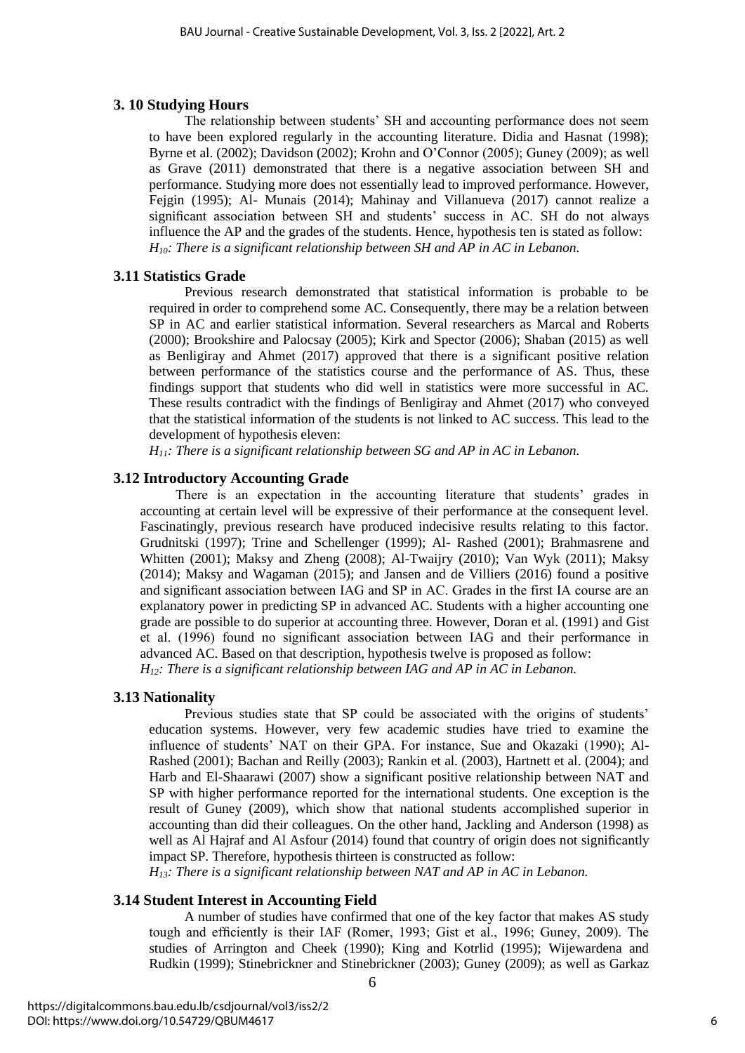### 3. 10 Studying Hours

The relationship between students' SH and accounting performance does not seem to have been explored regularly in the accounting literature. Didia and Hasnat (1998); Byrne et al. (2002); Davidson (2002); Krohn and O'Connor (2005); Guney (2009); as well as Grave (2011) demonstrated that there is a negative association between SH and performance. Studying more does not essentially lead to improved performance. However, Fejgin (1995); Al- Munais (2014); Mahinay and Villanueva (2017) cannot realize a significant association between SH and students' success in AC. SH do not always influence the AP and the grades of the students. Hence, hypothesis ten is stated as follow:

*$H_{10}$: There is a significant relationship between SH and AP in AC in Lebanon.*

### 3.11 Statistics Grade

Previous research demonstrated that statistical information is probable to be required in order to comprehend some AC. Consequently, there may be a relation between SP in AC and earlier statistical information. Several researchers as Marcal and Roberts (2000); Brookshire and Palocsay (2005); Kirk and Spector (2006); Shaban (2015) as well as Benligiray and Ahmet (2017) approved that there is a significant positive relation between performance of the statistics course and the performance of AS. Thus, these findings support that students who did well in statistics were more successful in AC. These results contradict with the findings of Benligiray and Ahmet (2017) who conveyed that the statistical information of the students is not linked to AC success. This lead to the development of hypothesis eleven:

*$H_{11}$: There is a significant relationship between SG and AP in AC in Lebanon.*

### 3.12 Introductory Accounting Grade

There is an expectation in the accounting literature that students' grades in accounting at certain level will be expressive of their performance at the consequent level. Fascinatingly, previous research have produced indecisive results relating to this factor. Grudnitski (1997); Trine and Schellenger (1999); Al- Rashed (2001); Brahmasrene and Whitten (2001); Maksy and Zheng (2008); Al-Twaijry (2010); Van Wyk (2011); Maksy (2014); Maksy and Wagaman (2015); and Jansen and de Villiers (2016) found a positive and significant association between IAG and SP in AC. Grades in the first IA course are an explanatory power in predicting SP in advanced AC. Students with a higher accounting one grade are possible to do superior at accounting three. However, Doran et al. (1991) and Gist et al. (1996) found no significant association between IAG and their performance in advanced AC. Based on that description, hypothesis twelve is proposed as follow:

*$H_{12}$: There is a significant relationship between IAG and AP in AC in Lebanon.*

### 3.13 Nationality

Previous studies state that SP could be associated with the origins of students' education systems. However, very few academic studies have tried to examine the influence of students' NAT on their GPA. For instance, Sue and Okazaki (1990); Al-Rashed (2001); Bachan and Reilly (2003); Rankin et al. (2003), Hartnett et al. (2004); and Harb and El-Shaarawi (2007) show a significant positive relationship between NAT and SP with higher performance reported for the international students. One exception is the result of Guney (2009), which show that national students accomplished superior in accounting than did their colleagues. On the other hand, Jackling and Anderson (1998) as well as Al Hajraf and Al Asfour (2014) found that country of origin does not significantly impact SP. Therefore, hypothesis thirteen is constructed as follow:

*$H_{13}$: There is a significant relationship between NAT and AP in AC in Lebanon.*

### 3.14 Student Interest in Accounting Field

A number of studies have confirmed that one of the key factor that makes AS study tough and efficiently is their IAF (Romer, 1993; Gist et al., 1996; Guney, 2009). The studies of Arrington and Cheek (1990); King and Kotrlid (1995); Wijewardena and Rudkin (1999); Stinebrickner and Stinebrickner (2003); Guney (2009); as well as Garkaz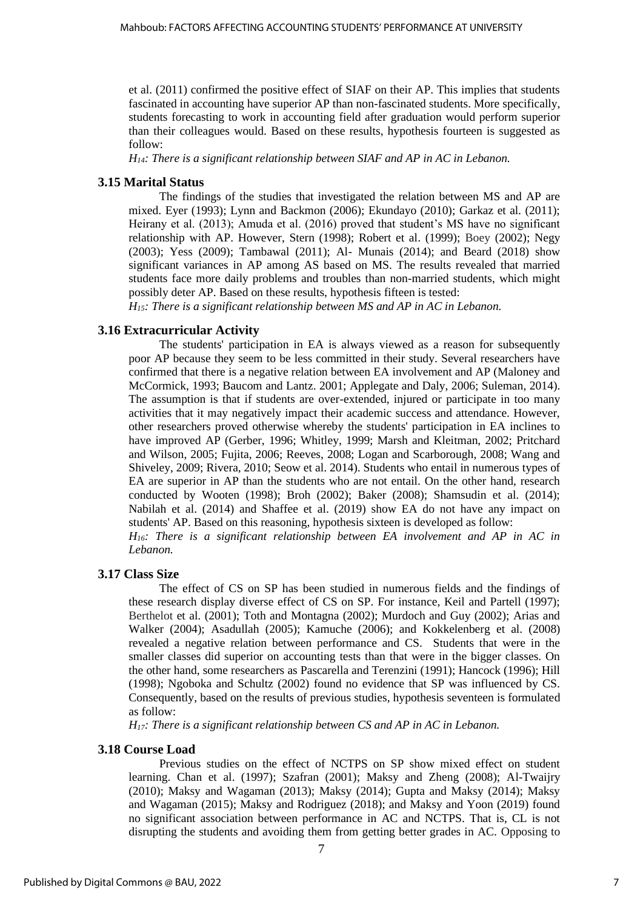et al. (2011) confirmed the positive effect of SIAF on their AP. This implies that students fascinated in accounting have superior AP than non-fascinated students. More specifically, students forecasting to work in accounting field after graduation would perform superior than their colleagues would. Based on these results, hypothesis fourteen is suggested as follow:

*$H_{14}$: There is a significant relationship between SIAF and AP in AC in Lebanon.*

### 3.15 Marital Status

The findings of the studies that investigated the relation between MS and AP are mixed. Eyer (1993); Lynn and Backmon (2006); Ekundayo (2010); Garkaz et al. (2011); Heirany et al. (2013); Amuda et al. (2016) proved that student's MS have no significant relationship with AP. However, Stern (1998); Robert et al. (1999); Boey (2002); Negy (2003); Yess (2009); Tambawal (2011); Al- Munais (2014); and Beard (2018) show significant variances in AP among AS based on MS. The results revealed that married students face more daily problems and troubles than non-married students, which might possibly deter AP. Based on these results, hypothesis fifteen is tested:

*$H_{15}$: There is a significant relationship between MS and AP in AC in Lebanon.*

### 3.16 Extracurricular Activity

The students' participation in EA is always viewed as a reason for subsequently poor AP because they seem to be less committed in their study. Several researchers have confirmed that there is a negative relation between EA involvement and AP (Maloney and McCormick, 1993; Baucom and Lantz. 2001; Applegate and Daly, 2006; Suleman, 2014). The assumption is that if students are over-extended, injured or participate in too many activities that it may negatively impact their academic success and attendance. However, other researchers proved otherwise whereby the students' participation in EA inclines to have improved AP (Gerber, 1996; Whitley, 1999; Marsh and Kleitman, 2002; Pritchard and Wilson, 2005; Fujita, 2006; Reeves, 2008; Logan and Scarborough, 2008; Wang and Shiveley, 2009; Rivera, 2010; Seow et al. 2014). Students who entail in numerous types of EA are superior in AP than the students who are not entail. On the other hand, research conducted by Wooten (1998); Broh (2002); Baker (2008); Shamsudin et al. (2014); Nabilah et al. (2014) and Shaffee et al. (2019) show EA do not have any impact on students' AP. Based on this reasoning, hypothesis sixteen is developed as follow:

*$H_{16}$: There is a significant relationship between EA involvement and AP in AC in Lebanon.*

### 3.17 Class Size

The effect of CS on SP has been studied in numerous fields and the findings of these research display diverse effect of CS on SP. For instance, Keil and Partell (1997); Berthelot et al. (2001); Toth and Montagna (2002); Murdoch and Guy (2002); Arias and Walker (2004); Asadullah (2005); Kamuche (2006); and Kokkelenberg et al. (2008) revealed a negative relation between performance and CS. Students that were in the smaller classes did superior on accounting tests than that were in the bigger classes. On the other hand, some researchers as Pascarella and Terenzini (1991); Hancock (1996); Hill (1998); Ngoboka and Schultz (2002) found no evidence that SP was influenced by CS. Consequently, based on the results of previous studies, hypothesis seventeen is formulated as follow:

*$H_{17}$: There is a significant relationship between CS and AP in AC in Lebanon.*

### 3.18 Course Load

Previous studies on the effect of NCTPS on SP show mixed effect on student learning. Chan et al. (1997); Szafran (2001); Maksy and Zheng (2008); Al-Twaijry (2010); Maksy and Wagaman (2013); Maksy (2014); Gupta and Maksy (2014); Maksy and Wagaman (2015); Maksy and Rodriguez (2018); and Maksy and Yoon (2019) found no significant association between performance in AC and NCTPS. That is, CL is not disrupting the students and avoiding them from getting better grades in AC. Opposing to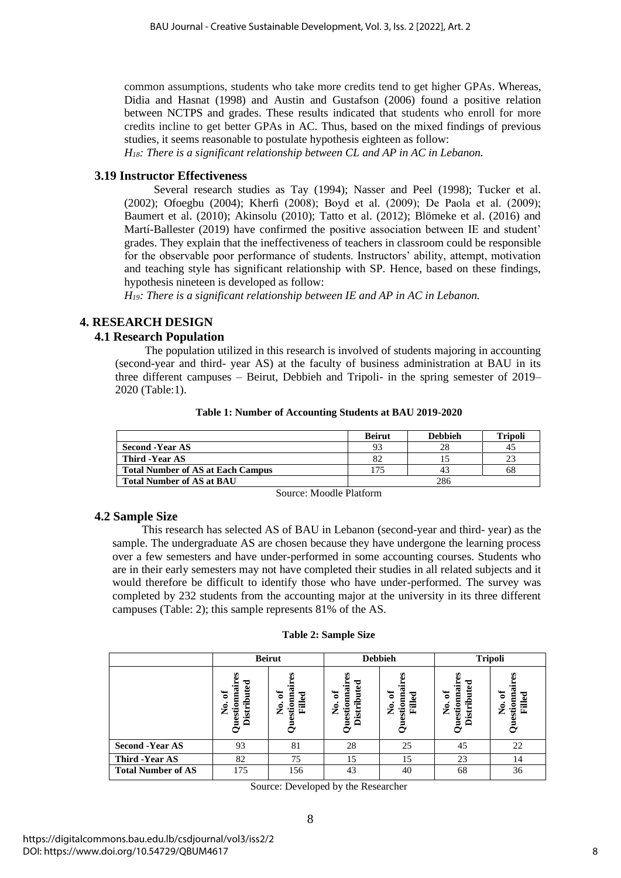common assumptions, students who take more credits tend to get higher GPAs. Whereas, Didia and Hasnat (1998) and Austin and Gustafson (2006) found a positive relation between NCTPS and grades. These results indicated that students who enroll for more credits incline to get better GPAs in AC. Thus, based on the mixed findings of previous studies, it seems reasonable to postulate hypothesis eighteen as follow:

*$H_{18}$: There is a significant relationship between CL and AP in AC in Lebanon.*

### 3.19 Instructor Effectiveness

Several research studies as Tay (1994); Nasser and Peel (1998); Tucker et al. (2002); Ofoegbu (2004); Kherfi (2008); Boyd et al. (2009); De Paola et al. (2009); Baumert et al. (2010); Akinsolu (2010); Tatto et al. (2012); Blömeke et al. (2016) and Martí-Ballester (2019) have confirmed the positive association between IE and student' grades. They explain that the ineffectiveness of teachers in classroom could be responsible for the observable poor performance of students. Instructors' ability, attempt, motivation and teaching style has significant relationship with SP. Hence, based on these findings, hypothesis nineteen is developed as follow:

*$H_{19}$: There is a significant relationship between IE and AP in AC in Lebanon.*

## 4. RESEARCH DESIGN

### 4.1 Research Population

The population utilized in this research is involved of students majoring in accounting (second-year and third- year AS) at the faculty of business administration at BAU in its three different campuses – Beirut, Debbieh and Tripoli- in the spring semester of 2019–2020 (Table:1).

**Table 1: Number of Accounting Students at BAU 2019-2020**

| | Beirut | Debbieh | Tripoli |
|---|---|---|---|
| **Second -Year AS** | 93 | 28 | 45 |
| **Third -Year AS** | 82 | 15 | 23 |
| **Total Number of AS at Each Campus** | 175 | 43 | 68 |
| **Total Number of AS at BAU** | 286 | | |

Source: Moodle Platform

### 4.2 Sample Size

This research has selected AS of BAU in Lebanon (second-year and third- year) as the sample. The undergraduate AS are chosen because they have undergone the learning process over a few semesters and have under-performed in some accounting courses. Students who are in their early semesters may not have completed their studies in all related subjects and it would therefore be difficult to identify those who have under-performed. The survey was completed by 232 students from the accounting major at the university in its three different campuses (Table: 2); this sample represents 81% of the AS.

**Table 2: Sample Size**

| | Beirut | | Debbieh | | Tripoli | |
|---|---|---|---|---|---|---|
| | **No. of Questionnaires Distributed** | **No. of Questionnaires Filled** | **No. of Questionnaires Distributed** | **No. of Questionnaires Filled** | **No. of Questionnaires Distributed** | **No. of Questionnaires Filled** |
| **Second -Year AS** | 93 | 81 | 28 | 25 | 45 | 22 |
| **Third -Year AS** | 82 | 75 | 15 | 15 | 23 | 14 |
| **Total Number of AS** | 175 | 156 | 43 | 40 | 68 | 36 |

Source: Developed by the Researcher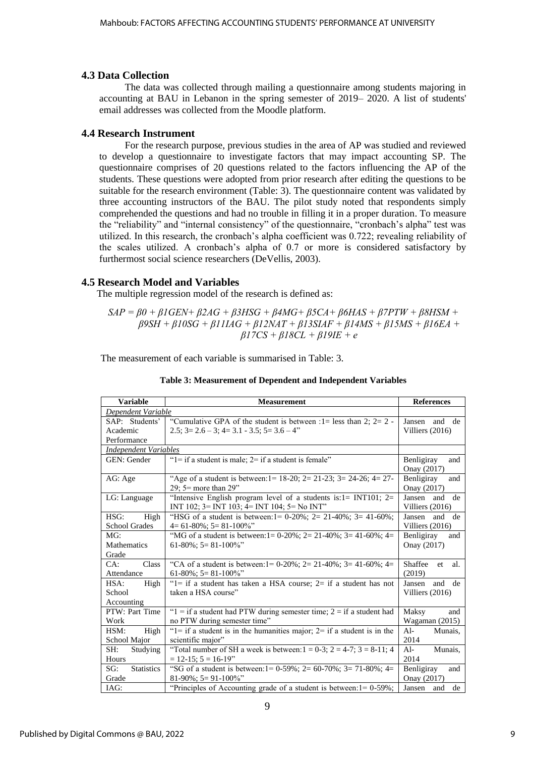### 4.3 Data Collection

The data was collected through mailing a questionnaire among students majoring in accounting at BAU in Lebanon in the spring semester of 2019– 2020. A list of students' email addresses was collected from the Moodle platform.

### 4.4 Research Instrument

For the research purpose, previous studies in the area of AP was studied and reviewed to develop a questionnaire to investigate factors that may impact accounting SP. The questionnaire comprises of 20 questions related to the factors influencing the AP of the students. These questions were adopted from prior research after editing the questions to be suitable for the research environment (Table: 3). The questionnaire content was validated by three accounting instructors of the BAU. The pilot study noted that respondents simply comprehended the questions and had no trouble in filling it in a proper duration. To measure the "reliability" and "internal consistency" of the questionnaire, "cronbach's alpha" test was utilized. In this research, the cronbach's alpha coefficient was 0.722; revealing reliability of the scales utilized. A cronbach's alpha of 0.7 or more is considered satisfactory by furthermost social science researchers (DeVellis, 2003).

### 4.5 Research Model and Variables

The multiple regression model of the research is defined as:

$$SAP = \beta 0 + \beta 1GEN + \beta 2AG + \beta 3HSG + \beta 4MG + \beta 5CA + \beta 6HAS + \beta 7PTW + \beta 8HSM + \beta 9SH + \beta 10SG + \beta 11IAG + \beta 12NAT + \beta 13SIAF + \beta 14MS + \beta 15MS + \beta 16EA + \beta 17CS + \beta 18CL + \beta 19IE + e$$

The measurement of each variable is summarised in Table: 3.

**Table 3: Measurement of Dependent and Independent Variables**

| Variable | Measurement | References |
|---|---|---|
| *Dependent Variable* | | |
| SAP: Students' Academic Performance | "Cumulative GPA of the student is between :1= less than 2; 2= 2 - 2.5; 3= 2.6 – 3; 4= 3.1 - 3.5; 5= 3.6 – 4" | Jansen and de Villiers (2016) |
| *Independent Variables* | | |
| GEN: Gender | "1= if a student is male; 2= if a student is female" | Benligiray and Onay (2017) |
| AG: Age | "Age of a student is between:1= 18-20; 2= 21-23; 3= 24-26; 4= 27-29; 5= more than 29" | Benligiray and Onay (2017) |
| LG: Language | "Intensive English program level of a students is:1= INT101; 2= INT 102; 3= INT 103; 4= INT 104; 5= No INT" | Jansen and de Villiers (2016) |
| HSG: High School Grades | "HSG of a student is between:1= 0-20%; 2= 21-40%; 3= 41-60%; 4= 61-80%; 5= 81-100%" | Jansen and de Villiers (2016) |
| MG: Mathematics Grade | "MG of a student is between:1= 0-20%; 2= 21-40%; 3= 41-60%; 4= 61-80%; 5= 81-100%" | Benligiray and Onay (2017) |
| CA: Class Attendance | "CA of a student is between:1= 0-20%; 2= 21-40%; 3= 41-60%; 4= 61-80%; 5= 81-100%" | Shaffee et al. (2019) |
| HSA: High School Accounting | "1= if a student has taken a HSA course; 2= if a student has not taken a HSA course" | Jansen and de Villiers (2016) |
| PTW: Part Time Work | "1 = if a student had PTW during semester time; 2 = if a student had no PTW during semester time" | Maksy and Wagaman (2015) |
| HSM: High School Major | "1= if a student is in the humanities major; 2= if a student is in the scientific major" | Al-Munais, 2014 |
| SH: Studying Hours | "Total number of SH a week is between:1 = 0-3; 2 = 4-7; 3 = 8-11; 4 = 12-15; 5 = 16-19" | Al-Munais, 2014 |
| SG: Statistics Grade | "SG of a student is between:1= 0-59%; 2= 60-70%; 3= 71-80%; 4= 81-90%; 5= 91-100%" | Benligiray and Onay (2017) |
| IAG: | "Principles of Accounting grade of a student is between:1= 0-59%; | Jansen and de |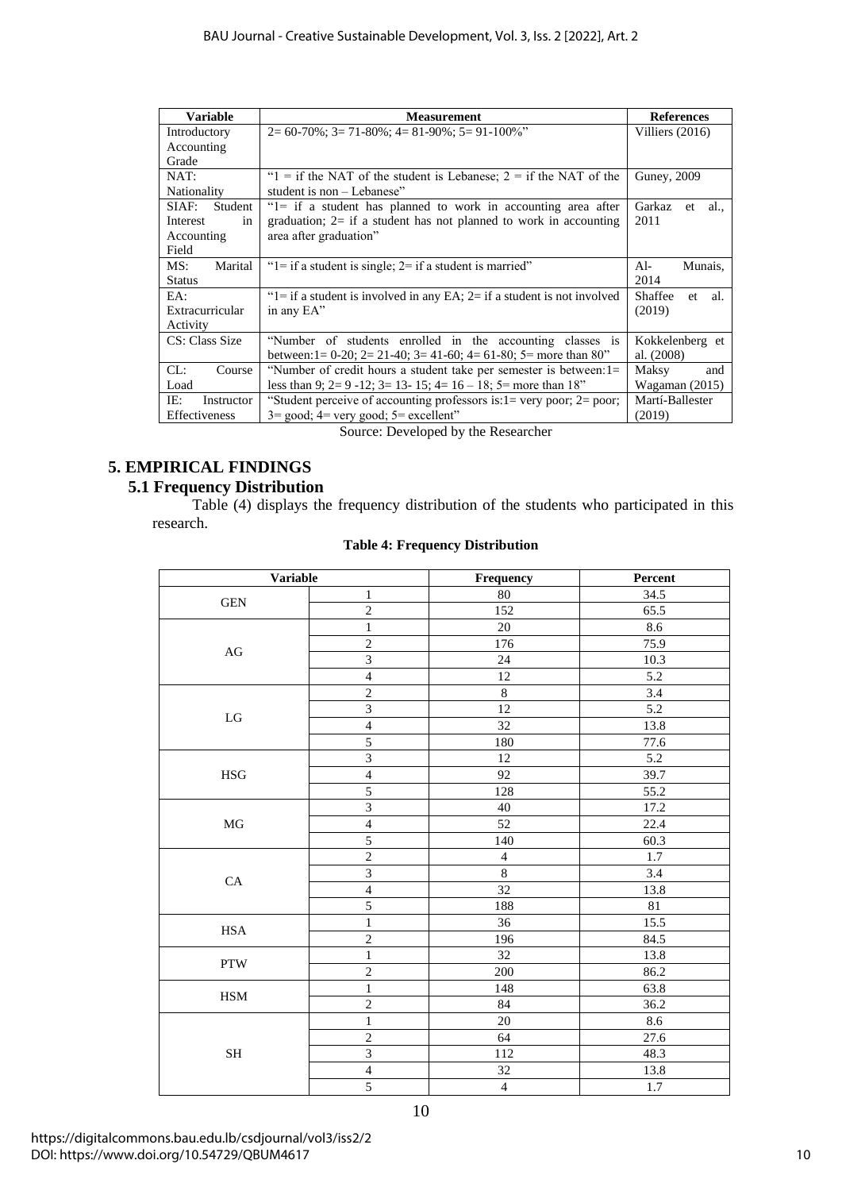| Variable | Measurement | References |
| --- | --- | --- |
| Introductory Accounting Grade | 2= 60-70%; 3= 71-80%; 4= 81-90%; 5= 91-100%" | Villiers (2016) |
| NAT: Nationality | "1 = if the NAT of the student is Lebanese; 2 = if the NAT of the student is non – Lebanese" | Guney, 2009 |
| SIAF: Student Interest in Accounting Field | "1= if a student has planned to work in accounting area after graduation; 2= if a student has not planned to work in accounting area after graduation" | Garkaz et al., 2011 |
| MS: Marital Status | "1= if a student is single; 2= if a student is married" | Al- Munais, 2014 |
| EA: Extracurricular Activity | "1= if a student is involved in any EA; 2= if a student is not involved in any EA" | Shaffee et al. (2019) |
| CS: Class Size | "Number of students enrolled in the accounting classes is between:1= 0-20; 2= 21-40; 3= 41-60; 4= 61-80; 5= more than 80" | Kokkelenberg et al. (2008) |
| CL: Course Load | "Number of credit hours a student take per semester is between:1= less than 9; 2= 9 -12; 3= 13- 15; 4= 16 – 18; 5= more than 18" | Maksy and Wagaman (2015) |
| IE: Instructor Effectiveness | "Student perceive of accounting professors is:1= very poor; 2= poor; 3= good; 4= very good; 5= excellent" | Martí-Ballester (2019) |

Source: Developed by the Researcher

# 5. EMPIRICAL FINDINGS

## 5.1 Frequency Distribution

Table (4) displays the frequency distribution of the students who participated in this research.

**Table 4: Frequency Distribution**

| Variable | | Frequency | Percent |
| --- | --- | --- | --- |
| GEN | 1 | 80 | 34.5 |
| | 2 | 152 | 65.5 |
| AG | 1 | 20 | 8.6 |
| | 2 | 176 | 75.9 |
| | 3 | 24 | 10.3 |
| | 4 | 12 | 5.2 |
| LG | 2 | 8 | 3.4 |
| | 3 | 12 | 5.2 |
| | 4 | 32 | 13.8 |
| | 5 | 180 | 77.6 |
| HSG | 3 | 12 | 5.2 |
| | 4 | 92 | 39.7 |
| | 5 | 128 | 55.2 |
| MG | 3 | 40 | 17.2 |
| | 4 | 52 | 22.4 |
| | 5 | 140 | 60.3 |
| CA | 2 | 4 | 1.7 |
| | 3 | 8 | 3.4 |
| | 4 | 32 | 13.8 |
| | 5 | 188 | 81 |
| HSA | 1 | 36 | 15.5 |
| | 2 | 196 | 84.5 |
| PTW | 1 | 32 | 13.8 |
| | 2 | 200 | 86.2 |
| HSM | 1 | 148 | 63.8 |
| | 2 | 84 | 36.2 |
| SH | 1 | 20 | 8.6 |
| | 2 | 64 | 27.6 |
| | 3 | 112 | 48.3 |
| | 4 | 32 | 13.8 |
| | 5 | 4 | 1.7 |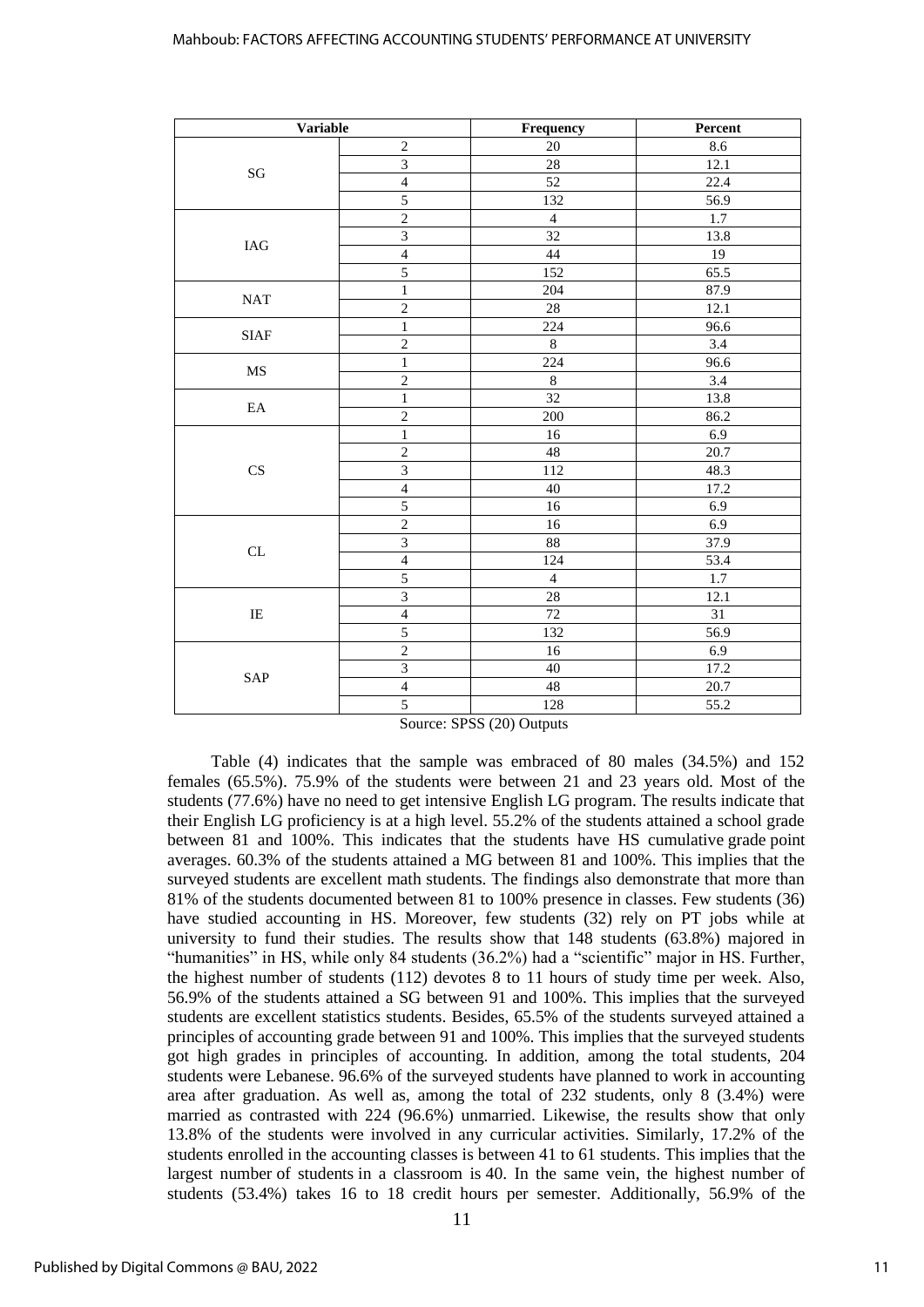| Variable | | Frequency | Percent |
|---|---|---|---|
| SG | 2 | 20 | 8.6 |
| | 3 | 28 | 12.1 |
| | 4 | 52 | 22.4 |
| | 5 | 132 | 56.9 |
| IAG | 2 | 4 | 1.7 |
| | 3 | 32 | 13.8 |
| | 4 | 44 | 19 |
| | 5 | 152 | 65.5 |
| NAT | 1 | 204 | 87.9 |
| | 2 | 28 | 12.1 |
| SIAF | 1 | 224 | 96.6 |
| | 2 | 8 | 3.4 |
| MS | 1 | 224 | 96.6 |
| | 2 | 8 | 3.4 |
| EA | 1 | 32 | 13.8 |
| | 2 | 200 | 86.2 |
| CS | 1 | 16 | 6.9 |
| | 2 | 48 | 20.7 |
| | 3 | 112 | 48.3 |
| | 4 | 40 | 17.2 |
| | 5 | 16 | 6.9 |
| CL | 2 | 16 | 6.9 |
| | 3 | 88 | 37.9 |
| | 4 | 124 | 53.4 |
| | 5 | 4 | 1.7 |
| IE | 3 | 28 | 12.1 |
| | 4 | 72 | 31 |
| | 5 | 132 | 56.9 |
| SAP | 2 | 16 | 6.9 |
| | 3 | 40 | 17.2 |
| | 4 | 48 | 20.7 |
| | 5 | 128 | 55.2 |

Source: SPSS (20) Outputs

Table (4) indicates that the sample was embraced of 80 males (34.5%) and 152 females (65.5%). 75.9% of the students were between 21 and 23 years old. Most of the students (77.6%) have no need to get intensive English LG program. The results indicate that their English LG proficiency is at a high level. 55.2% of the students attained a school grade between 81 and 100%. This indicates that the students have HS cumulative grade point averages. 60.3% of the students attained a MG between 81 and 100%. This implies that the surveyed students are excellent math students. The findings also demonstrate that more than 81% of the students documented between 81 to 100% presence in classes. Few students (36) have studied accounting in HS. Moreover, few students (32) rely on PT jobs while at university to fund their studies. The results show that 148 students (63.8%) majored in "humanities" in HS, while only 84 students (36.2%) had a "scientific" major in HS. Further, the highest number of students (112) devotes 8 to 11 hours of study time per week. Also, 56.9% of the students attained a SG between 91 and 100%. This implies that the surveyed students are excellent statistics students. Besides, 65.5% of the students surveyed attained a principles of accounting grade between 91 and 100%. This implies that the surveyed students got high grades in principles of accounting. In addition, among the total students, 204 students were Lebanese. 96.6% of the surveyed students have planned to work in accounting area after graduation. As well as, among the total of 232 students, only 8 (3.4%) were married as contrasted with 224 (96.6%) unmarried. Likewise, the results show that only 13.8% of the students were involved in any curricular activities. Similarly, 17.2% of the students enrolled in the accounting classes is between 41 to 61 students. This implies that the largest number of students in a classroom is 40. In the same vein, the highest number of students (53.4%) takes 16 to 18 credit hours per semester. Additionally, 56.9% of the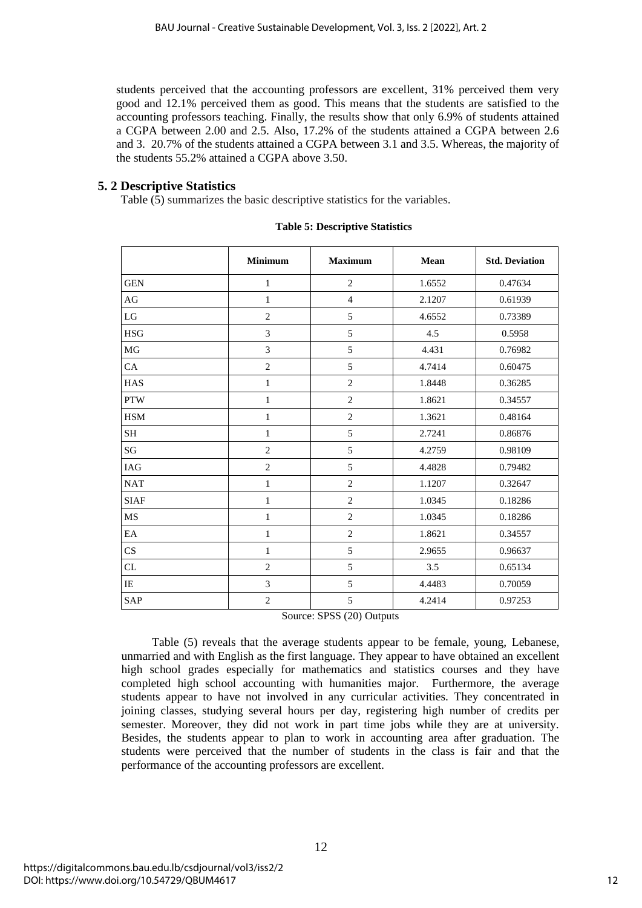students perceived that the accounting professors are excellent, 31% perceived them very good and 12.1% perceived them as good. This means that the students are satisfied to the accounting professors teaching. Finally, the results show that only 6.9% of students attained a CGPA between 2.00 and 2.5. Also, 17.2% of the students attained a CGPA between 2.6 and 3. 20.7% of the students attained a CGPA between 3.1 and 3.5. Whereas, the majority of the students 55.2% attained a CGPA above 3.50.

## 5. 2 Descriptive Statistics

Table (5) summarizes the basic descriptive statistics for the variables.

**Table 5: Descriptive Statistics**

| | Minimum | Maximum | Mean | Std. Deviation |
|---|---|---|---|---|
| GEN | 1 | 2 | 1.6552 | 0.47634 |
| AG | 1 | 4 | 2.1207 | 0.61939 |
| LG | 2 | 5 | 4.6552 | 0.73389 |
| HSG | 3 | 5 | 4.5 | 0.5958 |
| MG | 3 | 5 | 4.431 | 0.76982 |
| CA | 2 | 5 | 4.7414 | 0.60475 |
| HAS | 1 | 2 | 1.8448 | 0.36285 |
| PTW | 1 | 2 | 1.8621 | 0.34557 |
| HSM | 1 | 2 | 1.3621 | 0.48164 |
| SH | 1 | 5 | 2.7241 | 0.86876 |
| SG | 2 | 5 | 4.2759 | 0.98109 |
| IAG | 2 | 5 | 4.4828 | 0.79482 |
| NAT | 1 | 2 | 1.1207 | 0.32647 |
| SIAF | 1 | 2 | 1.0345 | 0.18286 |
| MS | 1 | 2 | 1.0345 | 0.18286 |
| EA | 1 | 2 | 1.8621 | 0.34557 |
| CS | 1 | 5 | 2.9655 | 0.96637 |
| CL | 2 | 5 | 3.5 | 0.65134 |
| IE | 3 | 5 | 4.4483 | 0.70059 |
| SAP | 2 | 5 | 4.2414 | 0.97253 |

Source: SPSS (20) Outputs

Table (5) reveals that the average students appear to be female, young, Lebanese, unmarried and with English as the first language. They appear to have obtained an excellent high school grades especially for mathematics and statistics courses and they have completed high school accounting with humanities major. Furthermore, the average students appear to have not involved in any curricular activities. They concentrated in joining classes, studying several hours per day, registering high number of credits per semester. Moreover, they did not work in part time jobs while they are at university. Besides, the students appear to plan to work in accounting area after graduation. The students were perceived that the number of students in the class is fair and that the performance of the accounting professors are excellent.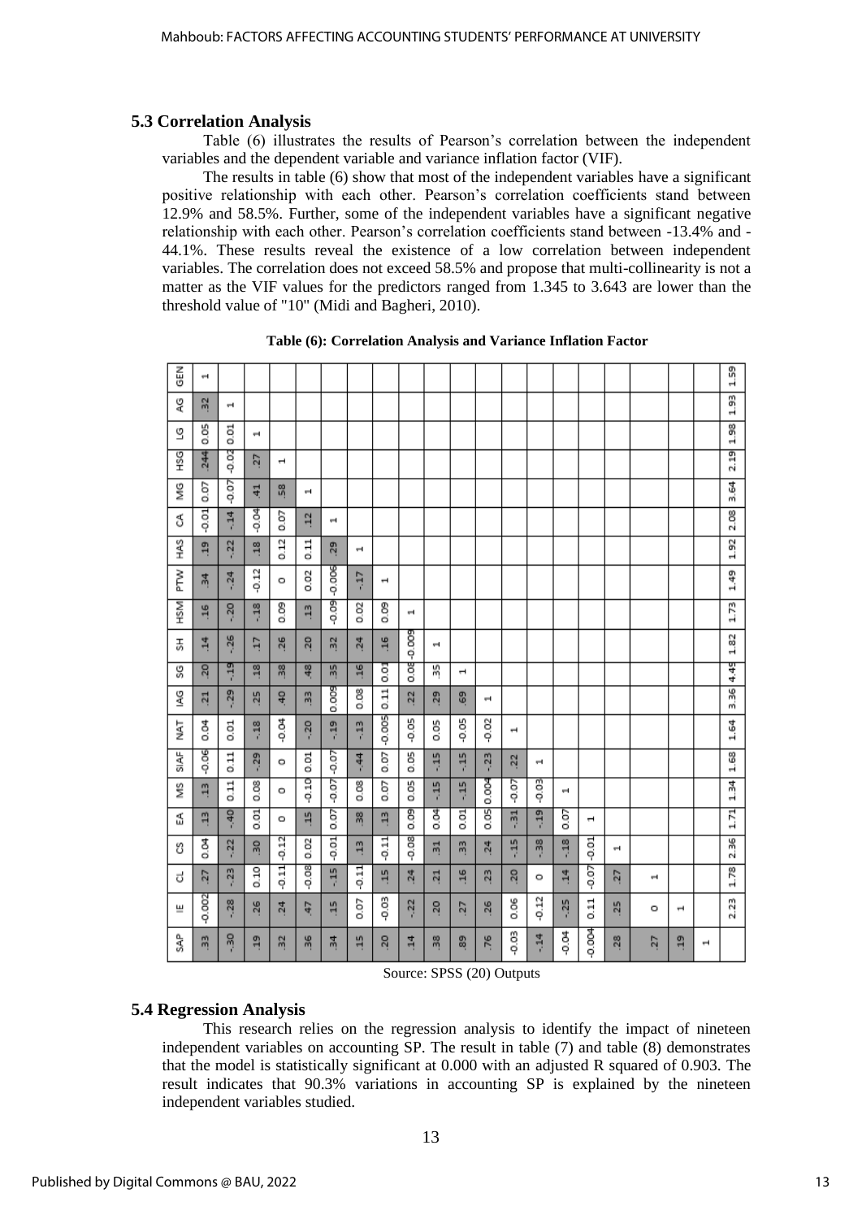### 5.3 Correlation Analysis

Table (6) illustrates the results of Pearson's correlation between the independent variables and the dependent variable and variance inflation factor (VIF).

The results in table (6) show that most of the independent variables have a significant positive relationship with each other. Pearson's correlation coefficients stand between 12.9% and 58.5%. Further, some of the independent variables have a significant negative relationship with each other. Pearson's correlation coefficients stand between -13.4% and -44.1%. These results reveal the existence of a low correlation between independent variables. The correlation does not exceed 58.5% and propose that multi-collinearity is not a matter as the VIF values for the predictors ranged from 1.345 to 3.643 are lower than the threshold value of "10" (Midi and Bagheri, 2010).

**Table (6): Correlation Analysis and Variance Inflation Factor**

| | GEN | AG | LG | HSG | MG | CA | HAS | PTW | HSM | SH | SG | IAG | NAT | SIAF | MS | EA | CS | CL | IE | SAP | VIF |
|---|---|---|---|---|---|---|---|---|---|---|---|---|---|---|---|---|---|---|---|---|---|
| GEN | 1 | | | | | | | | | | | | | | | | | | | | 1.59 |
| AG | .32 | 1 | | | | | | | | | | | | | | | | | | | 1.93 |
| LG | 0.05 | 0.01 | 1 | | | | | | | | | | | | | | | | | | 1.98 |
| HSG | .244 | -0.02 | .27 | 1 | | | | | | | | | | | | | | | | | 2.19 |
| MG | 0.07 | -0.07 | .41 | .58 | 1 | | | | | | | | | | | | | | | | 3.64 |
| CA | -0.01 | -.14 | -0.04 | 0.07 | .12 | 1 | | | | | | | | | | | | | | | 2.08 |
| HAS | .19 | -.22 | .18 | 0.12 | 0.11 | .29 | 1 | | | | | | | | | | | | | | 1.92 |
| PTW | .34 | -.24 | -0.12 | 0 | 0.02 | -0.006 | -.17 | 1 | | | | | | | | | | | | | 1.49 |
| HSM | .16 | -.20 | -.18 | 0.09 | .13 | -0.09 | 0.02 | 0.09 | 1 | | | | | | | | | | | | 1.73 |
| SH | .14 | -.26 | .17 | .26 | .20 | .32 | .24 | .16 | -0.009 | 1 | | | | | | | | | | | 1.82 |
| SG | .20 | -.19 | .18 | .38 | .48 | .35 | .16 | 0.01 | 0.08 | .35 | 1 | | | | | | | | | | 4.45 |
| IAG | .21 | -.29 | .25 | .40 | .33 | 0.009 | 0.08 | 0.11 | .22 | .29 | .69 | 1 | | | | | | | | | 3.36 |
| NAT | 0.04 | 0.01 | -.18 | -0.04 | -.20 | -.19 | -.13 | -0.005 | -0.05 | 0.05 | -0.05 | -0.02 | 1 | | | | | | | | 1.64 |
| SIAF | -0.06 | 0.11 | -.29 | 0 | 0.01 | -0.07 | -.44 | 0.07 | 0.05 | -.15 | -.15 | -.23 | .22 | 1 | | | | | | | 1.68 |
| MS | .13 | 0.11 | 0.08 | 0 | -0.10 | -0.07 | 0.08 | 0.07 | 0.05 | -.15 | -.15 | 0.004 | -0.07 | -0.03 | 1 | | | | | | 1.34 |
| EA | .13 | -.40 | 0.01 | 0 | .15 | 0.07 | .38 | .13 | 0.09 | 0.04 | 0.01 | 0.05 | -.31 | -.19 | 0.07 | 1 | | | | | 1.71 |
| CS | 0.04 | -.22 | .30 | -0.12 | 0.02 | -0.01 | .13 | -0.11 | -0.08 | .31 | .33 | .24 | -.15 | -.38 | -.18 | -0.01 | 1 | | | | 2.36 |
| CL | .27 | -.23 | 0.10 | -0.11 | -0.08 | -.15 | -0.11 | .15 | .24 | .21 | .16 | .23 | .20 | 0 | .14 | -0.07 | .27 | 1 | | | 1.78 |
| IE | -0.002 | -.28 | .26 | .24 | .47 | .15 | 0.07 | -0.03 | -.22 | .20 | .27 | .26 | 0.06 | -0.12 | -.25 | 0.11 | .25 | 0 | 1 | | 2.23 |
| SAP | .33 | -.30 | .19 | .32 | .36 | .34 | .15 | .20 | .14 | .38 | .89 | .76 | -0.03 | -.14 | -0.04 | -0.004 | .28 | .27 | .19 | 1 | |

Source: SPSS (20) Outputs

### 5.4 Regression Analysis

This research relies on the regression analysis to identify the impact of nineteen independent variables on accounting SP. The result in table (7) and table (8) demonstrates that the model is statistically significant at 0.000 with an adjusted R squared of 0.903. The result indicates that 90.3% variations in accounting SP is explained by the nineteen independent variables studied.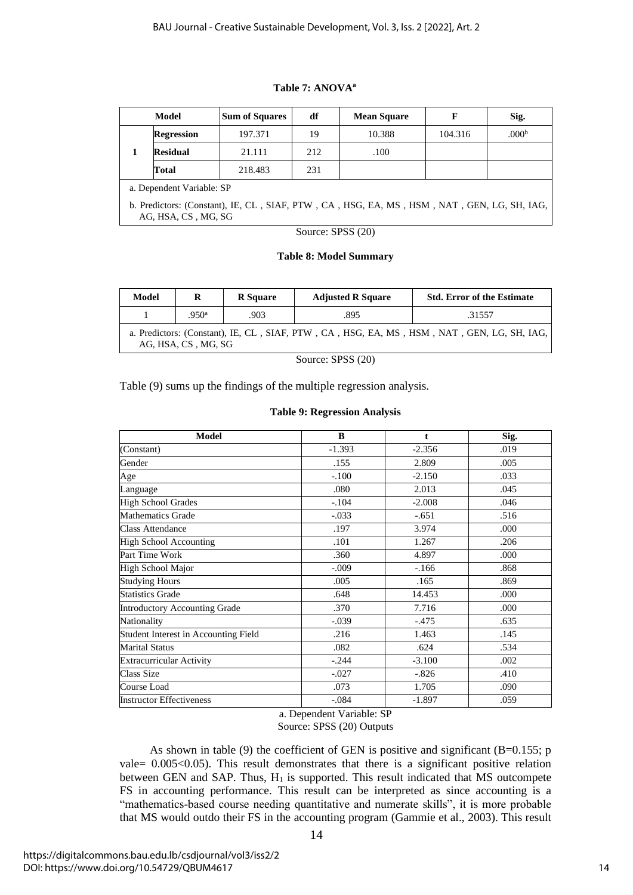**Table 7: ANOVA[a]**

| Model | | Sum of Squares | df | Mean Square | F | Sig. |
|---|---|---|---|---|---|---|
| 1 | Regression | 197.371 | 19 | 10.388 | 104.316 | .000[b] |
| | Residual | 21.111 | 212 | .100 | | |
| | Total | 218.483 | 231 | | | |

a. Dependent Variable: SP

b. Predictors: (Constant), IE, CL , SIAF, PTW , CA , HSG, EA, MS , HSM , NAT , GEN, LG, SH, IAG, AG, HSA, CS , MG, SG

Source: SPSS (20)

**Table 8: Model Summary**

| Model | R | R Square | Adjusted R Square | Std. Error of the Estimate |
|---|---|---|---|---|
| 1 | .950[a] | .903 | .895 | .31557 |

a. Predictors: (Constant), IE, CL , SIAF, PTW , CA , HSG, EA, MS , HSM , NAT , GEN, LG, SH, IAG, AG, HSA, CS , MG, SG

Source: SPSS (20)

Table (9) sums up the findings of the multiple regression analysis.

**Table 9: Regression Analysis**

| Model | B | t | Sig. |
|---|---|---|---|
| (Constant) | -1.393 | -2.356 | .019 |
| Gender | .155 | 2.809 | .005 |
| Age | -.100 | -2.150 | .033 |
| Language | .080 | 2.013 | .045 |
| High School Grades | -.104 | -2.008 | .046 |
| Mathematics Grade | -.033 | -.651 | .516 |
| Class Attendance | .197 | 3.974 | .000 |
| High School Accounting | .101 | 1.267 | .206 |
| Part Time Work | .360 | 4.897 | .000 |
| High School Major | -.009 | -.166 | .868 |
| Studying Hours | .005 | .165 | .869 |
| Statistics Grade | .648 | 14.453 | .000 |
| Introductory Accounting Grade | .370 | 7.716 | .000 |
| Nationality | -.039 | -.475 | .635 |
| Student Interest in Accounting Field | .216 | 1.463 | .145 |
| Marital Status | .082 | .624 | .534 |
| Extracurricular Activity | -.244 | -3.100 | .002 |
| Class Size | -.027 | -.826 | .410 |
| Course Load | .073 | 1.705 | .090 |
| Instructor Effectiveness | -.084 | -1.897 | .059 |

a. Dependent Variable: SP

Source: SPSS (20) Outputs

As shown in table (9) the coefficient of GEN is positive and significant (B=0.155; p vale= 0.005<0.05). This result demonstrates that there is a significant positive relation between GEN and SAP. Thus, $H_1$ is supported. This result indicated that MS outcompete FS in accounting performance. This result can be interpreted as since accounting is a "mathematics-based course needing quantitative and numerate skills", it is more probable that MS would outdo their FS in the accounting program (Gammie et al., 2003). This result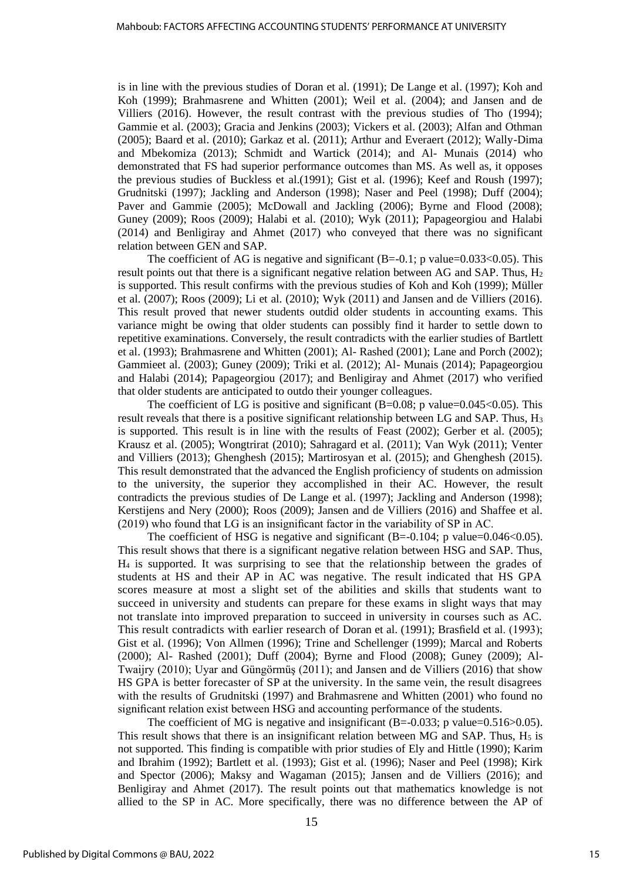is in line with the previous studies of Doran et al. (1991); De Lange et al. (1997); Koh and Koh (1999); Brahmasrene and Whitten (2001); Weil et al. (2004); and Jansen and de Villiers (2016). However, the result contrast with the previous studies of Tho (1994); Gammie et al. (2003); Gracia and Jenkins (2003); Vickers et al. (2003); Alfan and Othman (2005); Baard et al. (2010); Garkaz et al. (2011); Arthur and Everaert (2012); Wally-Dima and Mbekomiza (2013); Schmidt and Wartick (2014); and Al- Munais (2014) who demonstrated that FS had superior performance outcomes than MS. As well as, it opposes the previous studies of Buckless et al.(1991); Gist et al. (1996); Keef and Roush (1997); Grudnitski (1997); Jackling and Anderson (1998); Naser and Peel (1998); Duff (2004); Paver and Gammie (2005); McDowall and Jackling (2006); Byrne and Flood (2008); Guney (2009); Roos (2009); Halabi et al. (2010); Wyk (2011); Papageorgiou and Halabi (2014) and Benligiray and Ahmet (2017) who conveyed that there was no significant relation between GEN and SAP.

The coefficient of AG is negative and significant (B=-0.1; p value=0.033<0.05). This result points out that there is a significant negative relation between AG and SAP. Thus, $H_2$ is supported. This result confirms with the previous studies of Koh and Koh (1999); Müller et al. (2007); Roos (2009); Li et al. (2010); Wyk (2011) and Jansen and de Villiers (2016). This result proved that newer students outdid older students in accounting exams. This variance might be owing that older students can possibly find it harder to settle down to repetitive examinations. Conversely, the result contradicts with the earlier studies of Bartlett et al. (1993); Brahmasrene and Whitten (2001); Al- Rashed (2001); Lane and Porch (2002); Gammieet al. (2003); Guney (2009); Triki et al. (2012); Al- Munais (2014); Papageorgiou and Halabi (2014); Papageorgiou (2017); and Benligiray and Ahmet (2017) who verified that older students are anticipated to outdo their younger colleagues.

The coefficient of LG is positive and significant (B=0.08; p value=0.045<0.05). This result reveals that there is a positive significant relationship between LG and SAP. Thus, $H_3$ is supported. This result is in line with the results of Feast (2002); Gerber et al. (2005); Krausz et al. (2005); Wongtrirat (2010); Sahragard et al. (2011); Van Wyk (2011); Venter and Villiers (2013); Ghenghesh (2015); Martirosyan et al. (2015); and Ghenghesh (2015). This result demonstrated that the advanced the English proficiency of students on admission to the university, the superior they accomplished in their AC. However, the result contradicts the previous studies of De Lange et al. (1997); Jackling and Anderson (1998); Kerstijens and Nery (2000); Roos (2009); Jansen and de Villiers (2016) and Shaffee et al. (2019) who found that LG is an insignificant factor in the variability of SP in AC.

The coefficient of HSG is negative and significant (B=-0.104; p value=0.046<0.05). This result shows that there is a significant negative relation between HSG and SAP. Thus, $H_4$ is supported. It was surprising to see that the relationship between the grades of students at HS and their AP in AC was negative. The result indicated that HS GPA scores measure at most a slight set of the abilities and skills that students want to succeed in university and students can prepare for these exams in slight ways that may not translate into improved preparation to succeed in university in courses such as AC. This result contradicts with earlier research of Doran et al. (1991); Brasfield et al. (1993); Gist et al. (1996); Von Allmen (1996); Trine and Schellenger (1999); Marcal and Roberts (2000); Al- Rashed (2001); Duff (2004); Byrne and Flood (2008); Guney (2009); Al-Twaijry (2010); Uyar and Güngörmüş (2011); and Jansen and de Villiers (2016) that show HS GPA is better forecaster of SP at the university. In the same vein, the result disagrees with the results of Grudnitski (1997) and Brahmasrene and Whitten (2001) who found no significant relation exist between HSG and accounting performance of the students.

The coefficient of MG is negative and insignificant (B=-0.033; p value=0.516>0.05). This result shows that there is an insignificant relation between MG and SAP. Thus, $H_5$ is not supported. This finding is compatible with prior studies of Ely and Hittle (1990); Karim and Ibrahim (1992); Bartlett et al. (1993); Gist et al. (1996); Naser and Peel (1998); Kirk and Spector (2006); Maksy and Wagaman (2015); Jansen and de Villiers (2016); and Benligiray and Ahmet (2017). The result points out that mathematics knowledge is not allied to the SP in AC. More specifically, there was no difference between the AP of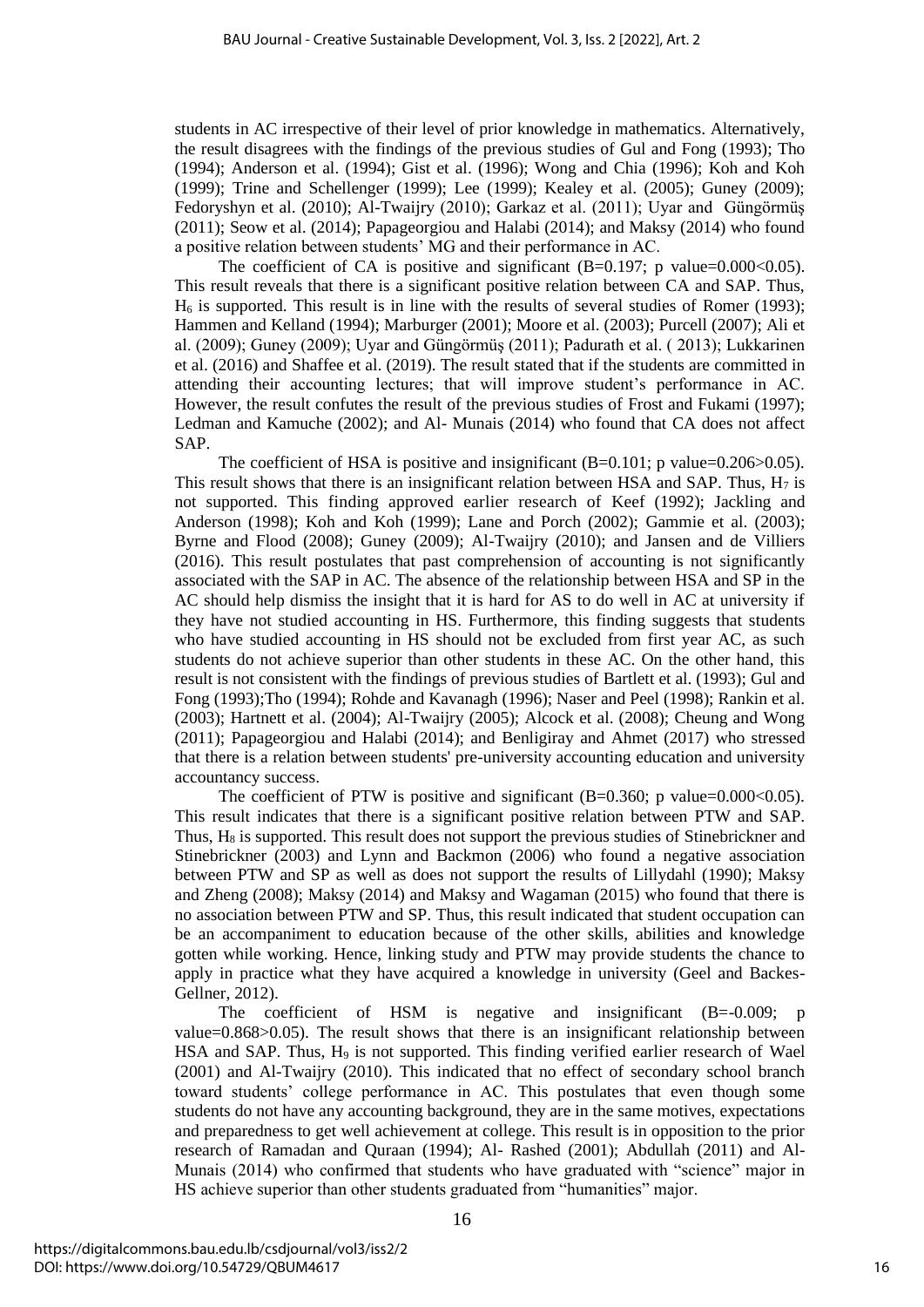students in AC irrespective of their level of prior knowledge in mathematics. Alternatively, the result disagrees with the findings of the previous studies of Gul and Fong (1993); Tho (1994); Anderson et al. (1994); Gist et al. (1996); Wong and Chia (1996); Koh and Koh (1999); Trine and Schellenger (1999); Lee (1999); Kealey et al. (2005); Guney (2009); Fedoryshyn et al. (2010); Al-Twaijry (2010); Garkaz et al. (2011); Uyar and Güngörmüş (2011); Seow et al. (2014); Papageorgiou and Halabi (2014); and Maksy (2014) who found a positive relation between students' MG and their performance in AC.

The coefficient of CA is positive and significant (B=0.197; p value=0.000<0.05). This result reveals that there is a significant positive relation between CA and SAP. Thus, $H_6$ is supported. This result is in line with the results of several studies of Romer (1993); Hammen and Kelland (1994); Marburger (2001); Moore et al. (2003); Purcell (2007); Ali et al. (2009); Guney (2009); Uyar and Güngörmüş (2011); Padurath et al. ( 2013); Lukkarinen et al. (2016) and Shaffee et al. (2019). The result stated that if the students are committed in attending their accounting lectures; that will improve student's performance in AC. However, the result confutes the result of the previous studies of Frost and Fukami (1997); Ledman and Kamuche (2002); and Al- Munais (2014) who found that CA does not affect SAP.

The coefficient of HSA is positive and insignificant (B=0.101; p value=0.206>0.05). This result shows that there is an insignificant relation between HSA and SAP. Thus, $H_7$ is not supported. This finding approved earlier research of Keef (1992); Jackling and Anderson (1998); Koh and Koh (1999); Lane and Porch (2002); Gammie et al. (2003); Byrne and Flood (2008); Guney (2009); Al-Twaijry (2010); and Jansen and de Villiers (2016). This result postulates that past comprehension of accounting is not significantly associated with the SAP in AC. The absence of the relationship between HSA and SP in the AC should help dismiss the insight that it is hard for AS to do well in AC at university if they have not studied accounting in HS. Furthermore, this finding suggests that students who have studied accounting in HS should not be excluded from first year AC, as such students do not achieve superior than other students in these AC. On the other hand, this result is not consistent with the findings of previous studies of Bartlett et al. (1993); Gul and Fong (1993);Tho (1994); Rohde and Kavanagh (1996); Naser and Peel (1998); Rankin et al. (2003); Hartnett et al. (2004); Al-Twaijry (2005); Alcock et al. (2008); Cheung and Wong (2011); Papageorgiou and Halabi (2014); and Benligiray and Ahmet (2017) who stressed that there is a relation between students' pre-university accounting education and university accountancy success.

The coefficient of PTW is positive and significant (B=0.360; p value=0.000<0.05). This result indicates that there is a significant positive relation between PTW and SAP. Thus, $H_8$ is supported. This result does not support the previous studies of Stinebrickner and Stinebrickner (2003) and Lynn and Backmon (2006) who found a negative association between PTW and SP as well as does not support the results of Lillydahl (1990); Maksy and Zheng (2008); Maksy (2014) and Maksy and Wagaman (2015) who found that there is no association between PTW and SP. Thus, this result indicated that student occupation can be an accompaniment to education because of the other skills, abilities and knowledge gotten while working. Hence, linking study and PTW may provide students the chance to apply in practice what they have acquired a knowledge in university (Geel and Backes-Gellner, 2012).

The coefficient of HSM is negative and insignificant (B=-0.009; p value=0.868>0.05). The result shows that there is an insignificant relationship between HSA and SAP. Thus, $H_9$ is not supported. This finding verified earlier research of Wael (2001) and Al-Twaijry (2010). This indicated that no effect of secondary school branch toward students' college performance in AC. This postulates that even though some students do not have any accounting background, they are in the same motives, expectations and preparedness to get well achievement at college. This result is in opposition to the prior research of Ramadan and Quraan (1994); Al- Rashed (2001); Abdullah (2011) and Al-Munais (2014) who confirmed that students who have graduated with "science" major in HS achieve superior than other students graduated from "humanities" major.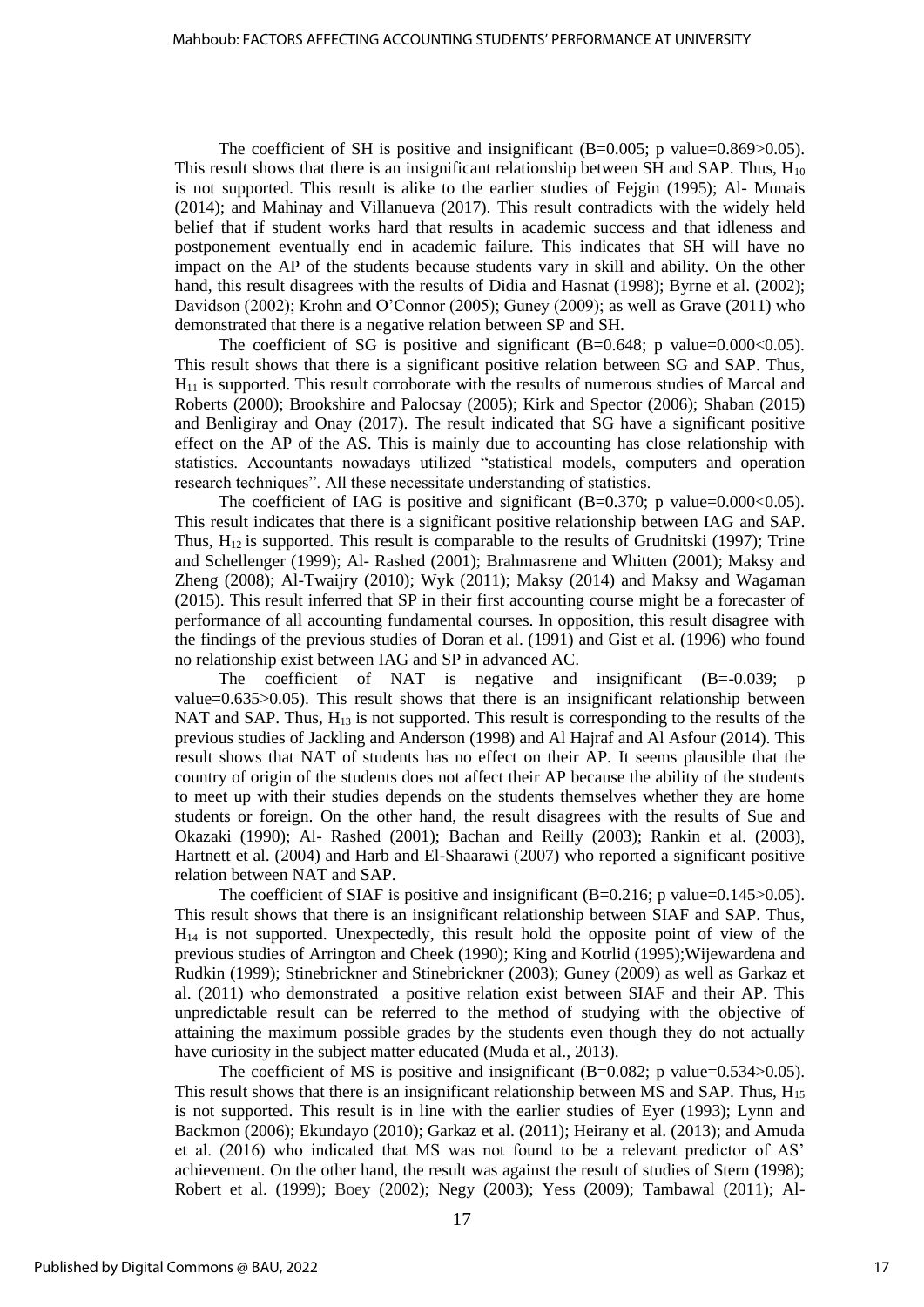The coefficient of SH is positive and insignificant (B=0.005; p value=0.869>0.05). This result shows that there is an insignificant relationship between SH and SAP. Thus, $H_{10}$ is not supported. This result is alike to the earlier studies of Fejgin (1995); Al- Munais (2014); and Mahinay and Villanueva (2017). This result contradicts with the widely held belief that if student works hard that results in academic success and that idleness and postponement eventually end in academic failure. This indicates that SH will have no impact on the AP of the students because students vary in skill and ability. On the other hand, this result disagrees with the results of Didia and Hasnat (1998); Byrne et al. (2002); Davidson (2002); Krohn and O'Connor (2005); Guney (2009); as well as Grave (2011) who demonstrated that there is a negative relation between SP and SH.

The coefficient of SG is positive and significant (B=0.648; p value=0.000<0.05). This result shows that there is a significant positive relation between SG and SAP. Thus, $H_{11}$ is supported. This result corroborate with the results of numerous studies of Marcal and Roberts (2000); Brookshire and Palocsay (2005); Kirk and Spector (2006); Shaban (2015) and Benligiray and Onay (2017). The result indicated that SG have a significant positive effect on the AP of the AS. This is mainly due to accounting has close relationship with statistics. Accountants nowadays utilized "statistical models, computers and operation research techniques". All these necessitate understanding of statistics.

The coefficient of IAG is positive and significant (B=0.370; p value=0.000<0.05). This result indicates that there is a significant positive relationship between IAG and SAP. Thus, $H_{12}$ is supported. This result is comparable to the results of Grudnitski (1997); Trine and Schellenger (1999); Al- Rashed (2001); Brahmasrene and Whitten (2001); Maksy and Zheng (2008); Al-Twaijry (2010); Wyk (2011); Maksy (2014) and Maksy and Wagaman (2015). This result inferred that SP in their first accounting course might be a forecaster of performance of all accounting fundamental courses. In opposition, this result disagree with the findings of the previous studies of Doran et al. (1991) and Gist et al. (1996) who found no relationship exist between IAG and SP in advanced AC.

The coefficient of NAT is negative and insignificant (B=-0.039; p value=0.635>0.05). This result shows that there is an insignificant relationship between NAT and SAP. Thus, $H_{13}$ is not supported. This result is corresponding to the results of the previous studies of Jackling and Anderson (1998) and Al Hajraf and Al Asfour (2014). This result shows that NAT of students has no effect on their AP. It seems plausible that the country of origin of the students does not affect their AP because the ability of the students to meet up with their studies depends on the students themselves whether they are home students or foreign. On the other hand, the result disagrees with the results of Sue and Okazaki (1990); Al- Rashed (2001); Bachan and Reilly (2003); Rankin et al. (2003), Hartnett et al. (2004) and Harb and El-Shaarawi (2007) who reported a significant positive relation between NAT and SAP.

The coefficient of SIAF is positive and insignificant (B=0.216; p value=0.145>0.05). This result shows that there is an insignificant relationship between SIAF and SAP. Thus, $H_{14}$ is not supported. Unexpectedly, this result hold the opposite point of view of the previous studies of Arrington and Cheek (1990); King and Kotrlid (1995);Wijewardena and Rudkin (1999); Stinebrickner and Stinebrickner (2003); Guney (2009) as well as Garkaz et al. (2011) who demonstrated a positive relation exist between SIAF and their AP. This unpredictable result can be referred to the method of studying with the objective of attaining the maximum possible grades by the students even though they do not actually have curiosity in the subject matter educated (Muda et al., 2013).

The coefficient of MS is positive and insignificant (B=0.082; p value=0.534>0.05). This result shows that there is an insignificant relationship between MS and SAP. Thus, $H_{15}$ is not supported. This result is in line with the earlier studies of Eyer (1993); Lynn and Backmon (2006); Ekundayo (2010); Garkaz et al. (2011); Heirany et al. (2013); and Amuda et al. (2016) who indicated that MS was not found to be a relevant predictor of AS' achievement. On the other hand, the result was against the result of studies of Stern (1998); Robert et al. (1999); Boey (2002); Negy (2003); Yess (2009); Tambawal (2011); Al-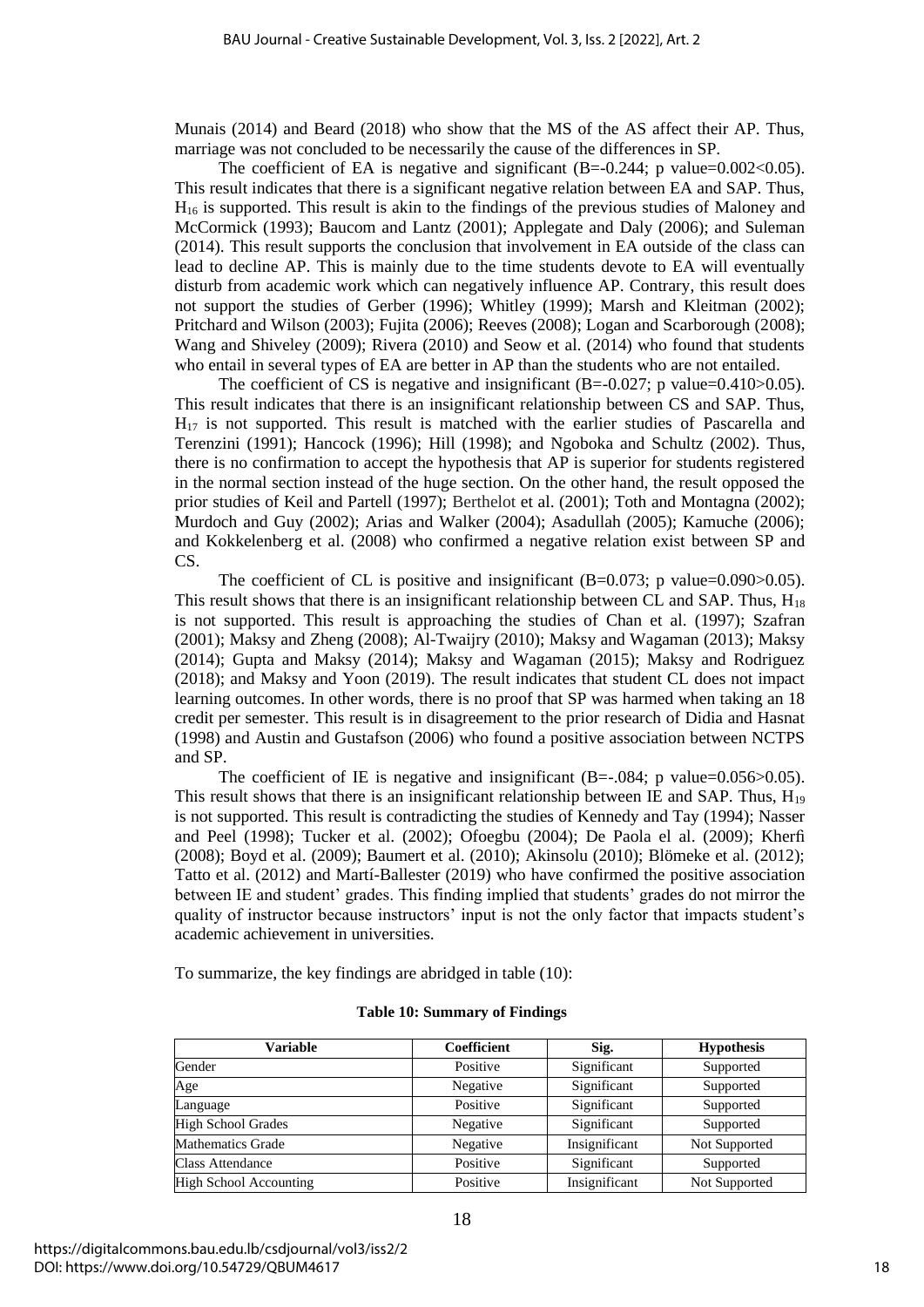Munais (2014) and Beard (2018) who show that the MS of the AS affect their AP. Thus, marriage was not concluded to be necessarily the cause of the differences in SP.

The coefficient of EA is negative and significant (B=-0.244; p value=0.002<0.05). This result indicates that there is a significant negative relation between EA and SAP. Thus, $H_{16}$ is supported. This result is akin to the findings of the previous studies of Maloney and McCormick (1993); Baucom and Lantz (2001); Applegate and Daly (2006); and Suleman (2014). This result supports the conclusion that involvement in EA outside of the class can lead to decline AP. This is mainly due to the time students devote to EA will eventually disturb from academic work which can negatively influence AP. Contrary, this result does not support the studies of Gerber (1996); Whitley (1999); Marsh and Kleitman (2002); Pritchard and Wilson (2003); Fujita (2006); Reeves (2008); Logan and Scarborough (2008); Wang and Shiveley (2009); Rivera (2010) and Seow et al. (2014) who found that students who entail in several types of EA are better in AP than the students who are not entailed.

The coefficient of CS is negative and insignificant (B=-0.027; p value=0.410>0.05). This result indicates that there is an insignificant relationship between CS and SAP. Thus, $H_{17}$ is not supported. This result is matched with the earlier studies of Pascarella and Terenzini (1991); Hancock (1996); Hill (1998); and Ngoboka and Schultz (2002). Thus, there is no confirmation to accept the hypothesis that AP is superior for students registered in the normal section instead of the huge section. On the other hand, the result opposed the prior studies of Keil and Partell (1997); Berthelot et al. (2001); Toth and Montagna (2002); Murdoch and Guy (2002); Arias and Walker (2004); Asadullah (2005); Kamuche (2006); and Kokkelenberg et al. (2008) who confirmed a negative relation exist between SP and CS.

The coefficient of CL is positive and insignificant (B=0.073; p value=0.090>0.05). This result shows that there is an insignificant relationship between CL and SAP. Thus, $H_{18}$ is not supported. This result is approaching the studies of Chan et al. (1997); Szafran (2001); Maksy and Zheng (2008); Al-Twaijry (2010); Maksy and Wagaman (2013); Maksy (2014); Gupta and Maksy (2014); Maksy and Wagaman (2015); Maksy and Rodriguez (2018); and Maksy and Yoon (2019). The result indicates that student CL does not impact learning outcomes. In other words, there is no proof that SP was harmed when taking an 18 credit per semester. This result is in disagreement to the prior research of Didia and Hasnat (1998) and Austin and Gustafson (2006) who found a positive association between NCTPS and SP.

The coefficient of IE is negative and insignificant (B=-.084; p value=0.056>0.05). This result shows that there is an insignificant relationship between IE and SAP. Thus, $H_{19}$ is not supported. This result is contradicting the studies of Kennedy and Tay (1994); Nasser and Peel (1998); Tucker et al. (2002); Ofoegbu (2004); De Paola el al. (2009); Kherfi (2008); Boyd et al. (2009); Baumert et al. (2010); Akinsolu (2010); Blömeke et al. (2012); Tatto et al. (2012) and Martí-Ballester (2019) who have confirmed the positive association between IE and student' grades. This finding implied that students' grades do not mirror the quality of instructor because instructors' input is not the only factor that impacts student's academic achievement in universities.

To summarize, the key findings are abridged in table (10):

**Table 10: Summary of Findings**

| Variable | Coefficient | Sig. | Hypothesis |
|---|---|---|---|
| Gender | Positive | Significant | Supported |
| Age | Negative | Significant | Supported |
| Language | Positive | Significant | Supported |
| High School Grades | Negative | Significant | Supported |
| Mathematics Grade | Negative | Insignificant | Not Supported |
| Class Attendance | Positive | Significant | Supported |
| High School Accounting | Positive | Insignificant | Not Supported |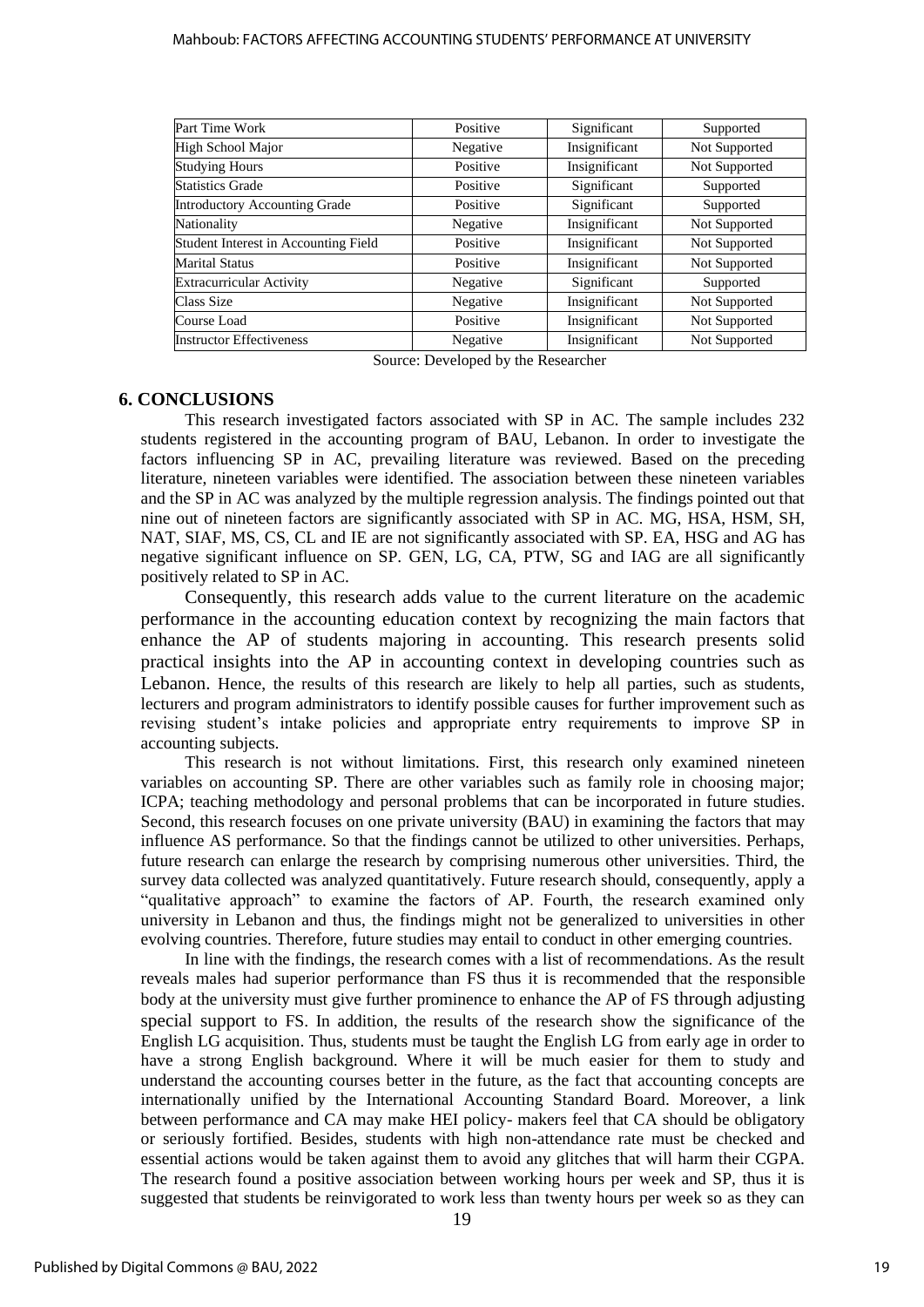| Part Time Work | Positive | Significant | Supported |
|---|---|---|---|
| High School Major | Negative | Insignificant | Not Supported |
| Studying Hours | Positive | Insignificant | Not Supported |
| Statistics Grade | Positive | Significant | Supported |
| Introductory Accounting Grade | Positive | Significant | Supported |
| Nationality | Negative | Insignificant | Not Supported |
| Student Interest in Accounting Field | Positive | Insignificant | Not Supported |
| Marital Status | Positive | Insignificant | Not Supported |
| Extracurricular Activity | Negative | Significant | Supported |
| Class Size | Negative | Insignificant | Not Supported |
| Course Load | Positive | Insignificant | Not Supported |
| Instructor Effectiveness | Negative | Insignificant | Not Supported |

Source: Developed by the Researcher

## 6. CONCLUSIONS

This research investigated factors associated with SP in AC. The sample includes 232 students registered in the accounting program of BAU, Lebanon. In order to investigate the factors influencing SP in AC, prevailing literature was reviewed. Based on the preceding literature, nineteen variables were identified. The association between these nineteen variables and the SP in AC was analyzed by the multiple regression analysis. The findings pointed out that nine out of nineteen factors are significantly associated with SP in AC. MG, HSA, HSM, SH, NAT, SIAF, MS, CS, CL and IE are not significantly associated with SP. EA, HSG and AG has negative significant influence on SP. GEN, LG, CA, PTW, SG and IAG are all significantly positively related to SP in AC.

Consequently, this research adds value to the current literature on the academic performance in the accounting education context by recognizing the main factors that enhance the AP of students majoring in accounting. This research presents solid practical insights into the AP in accounting context in developing countries such as Lebanon. Hence, the results of this research are likely to help all parties, such as students, lecturers and program administrators to identify possible causes for further improvement such as revising student's intake policies and appropriate entry requirements to improve SP in accounting subjects.

This research is not without limitations. First, this research only examined nineteen variables on accounting SP. There are other variables such as family role in choosing major; ICPA; teaching methodology and personal problems that can be incorporated in future studies. Second, this research focuses on one private university (BAU) in examining the factors that may influence AS performance. So that the findings cannot be utilized to other universities. Perhaps, future research can enlarge the research by comprising numerous other universities. Third, the survey data collected was analyzed quantitatively. Future research should, consequently, apply a "qualitative approach" to examine the factors of AP. Fourth, the research examined only university in Lebanon and thus, the findings might not be generalized to universities in other evolving countries. Therefore, future studies may entail to conduct in other emerging countries.

In line with the findings, the research comes with a list of recommendations. As the result reveals males had superior performance than FS thus it is recommended that the responsible body at the university must give further prominence to enhance the AP of FS through adjusting special support to FS. In addition, the results of the research show the significance of the English LG acquisition. Thus, students must be taught the English LG from early age in order to have a strong English background. Where it will be much easier for them to study and understand the accounting courses better in the future, as the fact that accounting concepts are internationally unified by the International Accounting Standard Board. Moreover, a link between performance and CA may make HEI policy- makers feel that CA should be obligatory or seriously fortified. Besides, students with high non-attendance rate must be checked and essential actions would be taken against them to avoid any glitches that will harm their CGPA. The research found a positive association between working hours per week and SP, thus it is suggested that students be reinvigorated to work less than twenty hours per week so as they can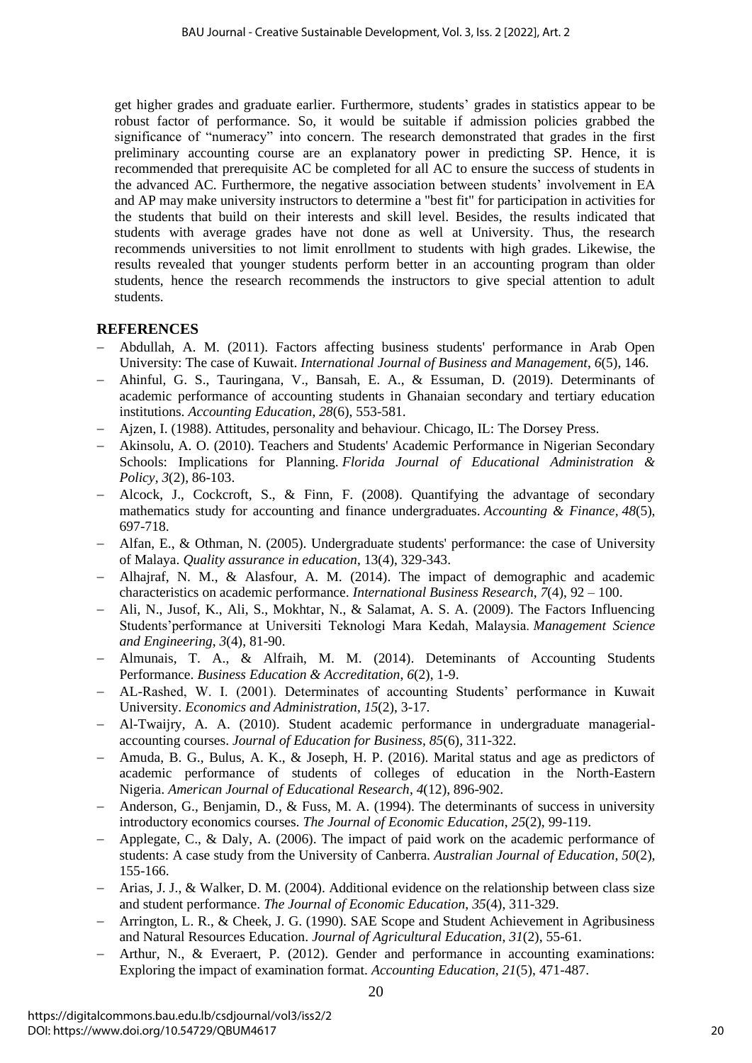get higher grades and graduate earlier. Furthermore, students' grades in statistics appear to be robust factor of performance. So, it would be suitable if admission policies grabbed the significance of "numeracy" into concern. The research demonstrated that grades in the first preliminary accounting course are an explanatory power in predicting SP. Hence, it is recommended that prerequisite AC be completed for all AC to ensure the success of students in the advanced AC. Furthermore, the negative association between students' involvement in EA and AP may make university instructors to determine a "best fit" for participation in activities for the students that build on their interests and skill level. Besides, the results indicated that students with average grades have not done as well at University. Thus, the research recommends universities to not limit enrollment to students with high grades. Likewise, the results revealed that younger students perform better in an accounting program than older students, hence the research recommends the instructors to give special attention to adult students.

## REFERENCES

- Abdullah, A. M. (2011). Factors affecting business students' performance in Arab Open University: The case of Kuwait. *International Journal of Business and Management*, *6*(5), 146.
- Ahinful, G. S., Tauringana, V., Bansah, E. A., & Essuman, D. (2019). Determinants of academic performance of accounting students in Ghanaian secondary and tertiary education institutions. *Accounting Education*, *28*(6), 553-581.
- Ajzen, I. (1988). Attitudes, personality and behaviour. Chicago, IL: The Dorsey Press.
- Akinsolu, A. O. (2010). Teachers and Students' Academic Performance in Nigerian Secondary Schools: Implications for Planning. *Florida Journal of Educational Administration & Policy*, *3*(2), 86-103.
- Alcock, J., Cockcroft, S., & Finn, F. (2008). Quantifying the advantage of secondary mathematics study for accounting and finance undergraduates. *Accounting & Finance*, *48*(5), 697-718.
- Alfan, E., & Othman, N. (2005). Undergraduate students' performance: the case of University of Malaya. *Quality assurance in education*, 13(4), 329-343.
- Alhajraf, N. M., & Alasfour, A. M. (2014). The impact of demographic and academic characteristics on academic performance. *International Business Research*, *7*(4), 92 – 100.
- Ali, N., Jusof, K., Ali, S., Mokhtar, N., & Salamat, A. S. A. (2009). The Factors Influencing Students'performance at Universiti Teknologi Mara Kedah, Malaysia. *Management Science and Engineering*, *3*(4), 81-90.
- Almunais, T. A., & Alfraih, M. M. (2014). Deteminants of Accounting Students Performance. *Business Education & Accreditation*, *6*(2), 1-9.
- AL-Rashed, W. I. (2001). Determinates of accounting Students' performance in Kuwait University. *Economics and Administration*, *15*(2), 3-17.
- Al-Twaijry, A. A. (2010). Student academic performance in undergraduate managerial-accounting courses. *Journal of Education for Business*, *85*(6), 311-322.
- Amuda, B. G., Bulus, A. K., & Joseph, H. P. (2016). Marital status and age as predictors of academic performance of students of colleges of education in the North-Eastern Nigeria. *American Journal of Educational Research*, *4*(12), 896-902.
- Anderson, G., Benjamin, D., & Fuss, M. A. (1994). The determinants of success in university introductory economics courses. *The Journal of Economic Education*, *25*(2), 99-119.
- Applegate, C., & Daly, A. (2006). The impact of paid work on the academic performance of students: A case study from the University of Canberra. *Australian Journal of Education*, *50*(2), 155-166.
- Arias, J. J., & Walker, D. M. (2004). Additional evidence on the relationship between class size and student performance. *The Journal of Economic Education*, *35*(4), 311-329.
- Arrington, L. R., & Cheek, J. G. (1990). SAE Scope and Student Achievement in Agribusiness and Natural Resources Education. *Journal of Agricultural Education*, *31*(2), 55-61.
- Arthur, N., & Everaert, P. (2012). Gender and performance in accounting examinations: Exploring the impact of examination format. *Accounting Education*, *21*(5), 471-487.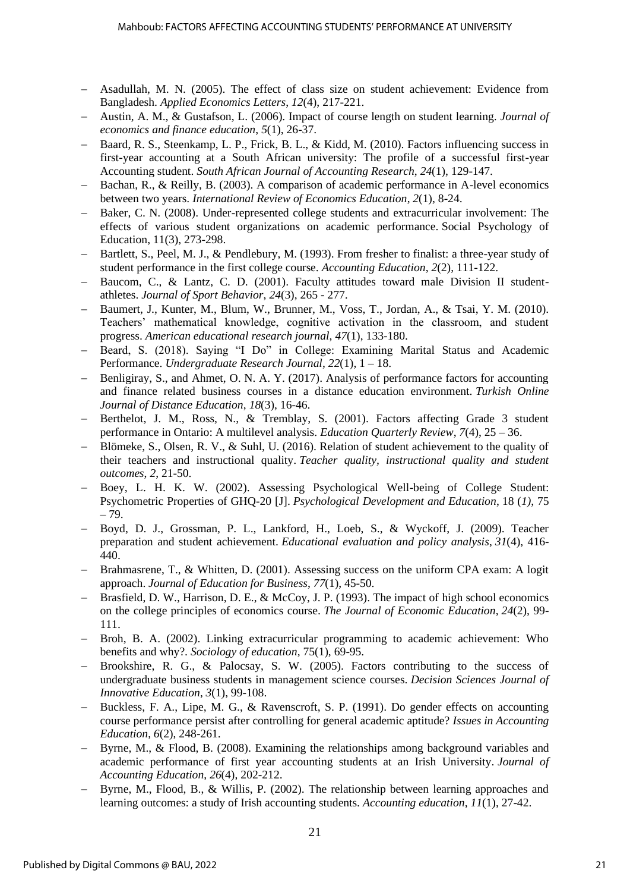- Asadullah, M. N. (2005). The effect of class size on student achievement: Evidence from Bangladesh. *Applied Economics Letters*, *12*(4), 217-221.
- Austin, A. M., & Gustafson, L. (2006). Impact of course length on student learning. *Journal of economics and finance education*, *5*(1), 26-37.
- Baard, R. S., Steenkamp, L. P., Frick, B. L., & Kidd, M. (2010). Factors influencing success in first-year accounting at a South African university: The profile of a successful first-year Accounting student. *South African Journal of Accounting Research*, *24*(1), 129-147.
- Bachan, R., & Reilly, B. (2003). A comparison of academic performance in A-level economics between two years. *International Review of Economics Education*, *2*(1), 8-24.
- Baker, C. N. (2008). Under-represented college students and extracurricular involvement: The effects of various student organizations on academic performance. Social Psychology of Education, 11(3), 273-298.
- Bartlett, S., Peel, M. J., & Pendlebury, M. (1993). From fresher to finalist: a three-year study of student performance in the first college course. *Accounting Education*, *2*(2), 111-122.
- Baucom, C., & Lantz, C. D. (2001). Faculty attitudes toward male Division II student-athletes. *Journal of Sport Behavior*, *24*(3), 265 - 277.
- Baumert, J., Kunter, M., Blum, W., Brunner, M., Voss, T., Jordan, A., & Tsai, Y. M. (2010). Teachers' mathematical knowledge, cognitive activation in the classroom, and student progress. *American educational research journal*, *47*(1), 133-180.
- Beard, S. (2018). Saying "I Do" in College: Examining Marital Status and Academic Performance. *Undergraduate Research Journal*, *22*(1), 1 – 18.
- Benligiray, S., and Ahmet, O. N. A. Y. (2017). Analysis of performance factors for accounting and finance related business courses in a distance education environment. *Turkish Online Journal of Distance Education*, *18*(3), 16-46.
- Berthelot, J. M., Ross, N., & Tremblay, S. (2001). Factors affecting Grade 3 student performance in Ontario: A multilevel analysis. *Education Quarterly Review*, *7*(4), 25 – 36.
- Blömeke, S., Olsen, R. V., & Suhl, U. (2016). Relation of student achievement to the quality of their teachers and instructional quality. *Teacher quality, instructional quality and student outcomes*, *2*, 21-50.
- Boey, L. H. K. W. (2002). Assessing Psychological Well-being of College Student: Psychometric Properties of GHQ-20 [J]. *Psychological Development and Education*, 18 (*1)*, 75 – 79.
- Boyd, D. J., Grossman, P. L., Lankford, H., Loeb, S., & Wyckoff, J. (2009). Teacher preparation and student achievement. *Educational evaluation and policy analysis*, *31*(4), 416-440.
- Brahmasrene, T., & Whitten, D. (2001). Assessing success on the uniform CPA exam: A logit approach. *Journal of Education for Business*, *77*(1), 45-50.
- Brasfield, D. W., Harrison, D. E., & McCoy, J. P. (1993). The impact of high school economics on the college principles of economics course. *The Journal of Economic Education*, *24*(2), 99-111.
- Broh, B. A. (2002). Linking extracurricular programming to academic achievement: Who benefits and why?. *Sociology of education*, 75(1), 69-95.
- Brookshire, R. G., & Palocsay, S. W. (2005). Factors contributing to the success of undergraduate business students in management science courses. *Decision Sciences Journal of Innovative Education*, *3*(1), 99-108.
- Buckless, F. A., Lipe, M. G., & Ravenscroft, S. P. (1991). Do gender effects on accounting course performance persist after controlling for general academic aptitude? *Issues in Accounting Education*, *6*(2), 248-261.
- Byrne, M., & Flood, B. (2008). Examining the relationships among background variables and academic performance of first year accounting students at an Irish University. *Journal of Accounting Education*, *26*(4), 202-212.
- Byrne, M., Flood, B., & Willis, P. (2002). The relationship between learning approaches and learning outcomes: a study of Irish accounting students. *Accounting education*, *11*(1), 27-42.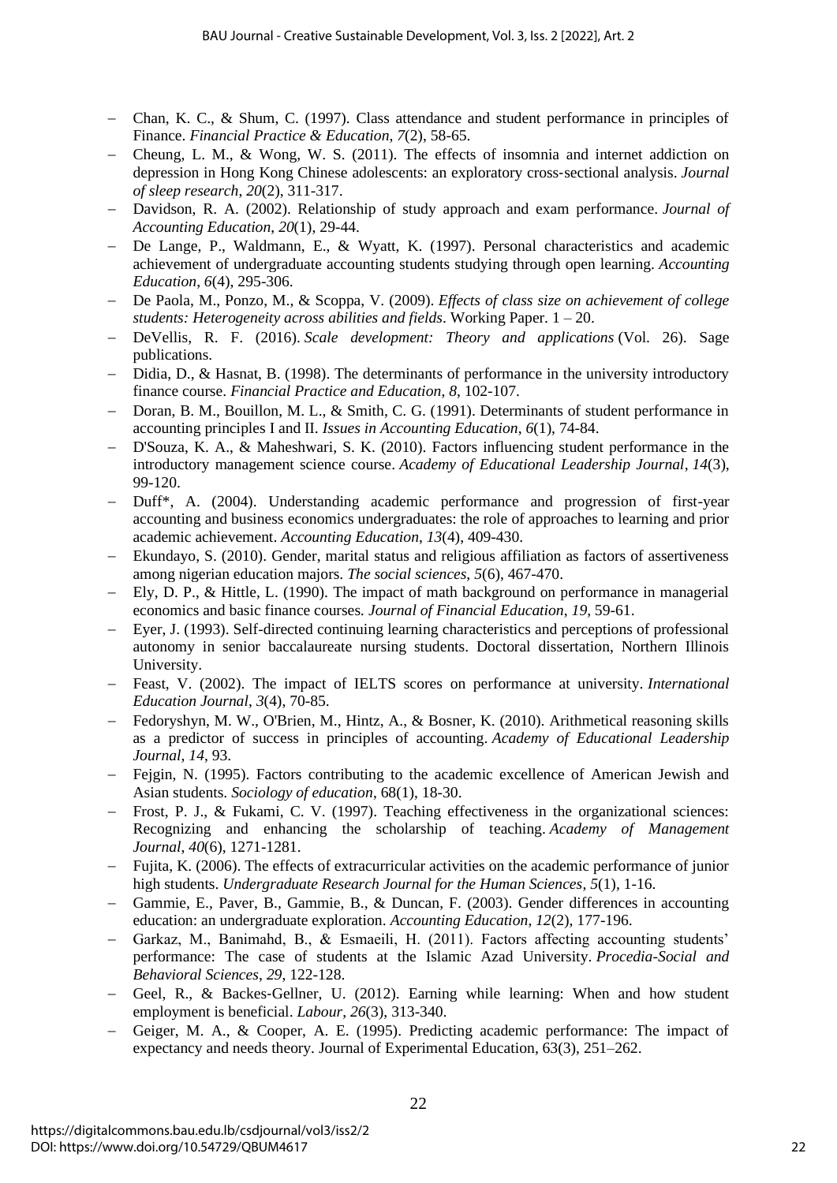- Chan, K. C., & Shum, C. (1997). Class attendance and student performance in principles of Finance. *Financial Practice & Education*, *7*(2), 58-65.
- Cheung, L. M., & Wong, W. S. (2011). The effects of insomnia and internet addiction on depression in Hong Kong Chinese adolescents: an exploratory cross‐sectional analysis. *Journal of sleep research*, *20*(2), 311-317.
- Davidson, R. A. (2002). Relationship of study approach and exam performance. *Journal of Accounting Education*, *20*(1), 29-44.
- De Lange, P., Waldmann, E., & Wyatt, K. (1997). Personal characteristics and academic achievement of undergraduate accounting students studying through open learning. *Accounting Education*, *6*(4), 295-306.
- De Paola, M., Ponzo, M., & Scoppa, V. (2009). *Effects of class size on achievement of college students: Heterogeneity across abilities and fields*. Working Paper. 1 – 20.
- DeVellis, R. F. (2016). *Scale development: Theory and applications* (Vol. 26). Sage publications.
- Didia, D., & Hasnat, B. (1998). The determinants of performance in the university introductory finance course. *Financial Practice and Education*, *8*, 102-107.
- Doran, B. M., Bouillon, M. L., & Smith, C. G. (1991). Determinants of student performance in accounting principles I and II. *Issues in Accounting Education*, *6*(1), 74-84.
- D'Souza, K. A., & Maheshwari, S. K. (2010). Factors influencing student performance in the introductory management science course. *Academy of Educational Leadership Journal*, *14*(3), 99-120.
- Duff*, A. (2004). Understanding academic performance and progression of first-year accounting and business economics undergraduates: the role of approaches to learning and prior academic achievement. *Accounting Education*, *13*(4), 409-430.
- Ekundayo, S. (2010). Gender, marital status and religious affiliation as factors of assertiveness among nigerian education majors. *The social sciences*, *5*(6), 467-470.
- Ely, D. P., & Hittle, L. (1990). The impact of math background on performance in managerial economics and basic finance courses. *Journal of Financial Education*, *19*, 59-61.
- Eyer, J. (1993). Self-directed continuing learning characteristics and perceptions of professional autonomy in senior baccalaureate nursing students. Doctoral dissertation, Northern Illinois University.
- Feast, V. (2002). The impact of IELTS scores on performance at university. *International Education Journal*, *3*(4), 70-85.
- Fedoryshyn, M. W., O'Brien, M., Hintz, A., & Bosner, K. (2010). Arithmetical reasoning skills as a predictor of success in principles of accounting. *Academy of Educational Leadership Journal*, *14*, 93.
- Fejgin, N. (1995). Factors contributing to the academic excellence of American Jewish and Asian students. *Sociology of education*, 68(1), 18-30.
- Frost, P. J., & Fukami, C. V. (1997). Teaching effectiveness in the organizational sciences: Recognizing and enhancing the scholarship of teaching. *Academy of Management Journal*, *40*(6), 1271-1281.
- Fujita, K. (2006). The effects of extracurricular activities on the academic performance of junior high students. *Undergraduate Research Journal for the Human Sciences*, *5*(1), 1-16.
- Gammie, E., Paver, B., Gammie, B., & Duncan, F. (2003). Gender differences in accounting education: an undergraduate exploration. *Accounting Education*, *12*(2), 177-196.
- Garkaz, M., Banimahd, B., & Esmaeili, H. (2011). Factors affecting accounting students' performance: The case of students at the Islamic Azad University. *Procedia-Social and Behavioral Sciences*, *29*, 122-128.
- Geel, R., & Backes‐Gellner, U. (2012). Earning while learning: When and how student employment is beneficial. *Labour*, *26*(3), 313-340.
- Geiger, M. A., & Cooper, A. E. (1995). Predicting academic performance: The impact of expectancy and needs theory. Journal of Experimental Education, 63(3), 251–262.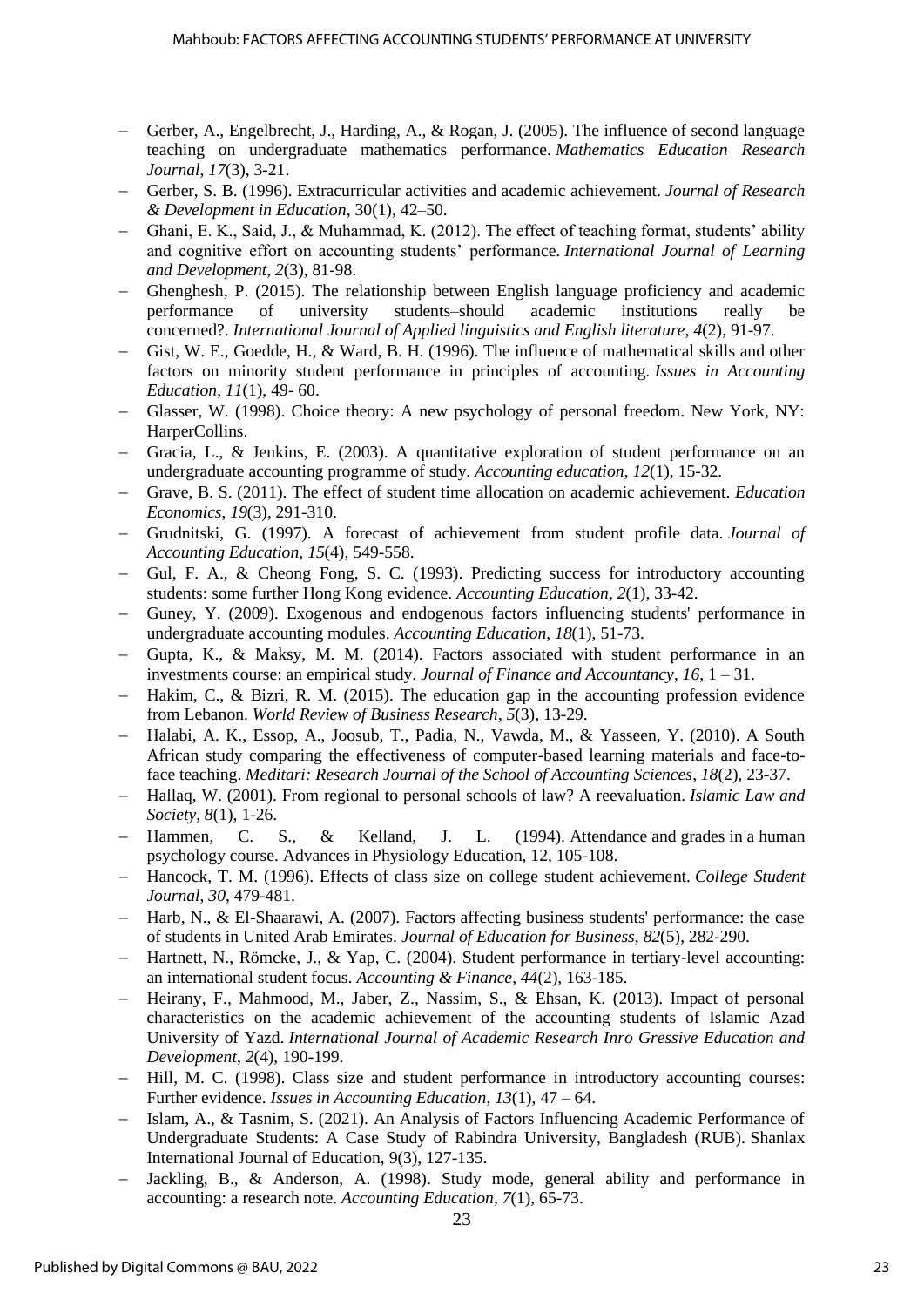- Gerber, A., Engelbrecht, J., Harding, A., & Rogan, J. (2005). The influence of second language teaching on undergraduate mathematics performance. *Mathematics Education Research Journal*, *17*(3), 3-21.
- Gerber, S. B. (1996). Extracurricular activities and academic achievement. *Journal of Research & Development in Education*, 30(1), 42–50.
- Ghani, E. K., Said, J., & Muhammad, K. (2012). The effect of teaching format, students' ability and cognitive effort on accounting students' performance. *International Journal of Learning and Development*, *2*(3), 81-98.
- Ghenghesh, P. (2015). The relationship between English language proficiency and academic performance of university students–should academic institutions really be concerned?. *International Journal of Applied linguistics and English literature*, *4*(2), 91-97.
- Gist, W. E., Goedde, H., & Ward, B. H. (1996). The influence of mathematical skills and other factors on minority student performance in principles of accounting. *Issues in Accounting Education*, *11*(1), 49- 60.
- Glasser, W. (1998). Choice theory: A new psychology of personal freedom. New York, NY: HarperCollins.
- Gracia, L., & Jenkins, E. (2003). A quantitative exploration of student performance on an undergraduate accounting programme of study. *Accounting education*, *12*(1), 15-32.
- Grave, B. S. (2011). The effect of student time allocation on academic achievement. *Education Economics*, *19*(3), 291-310.
- Grudnitski, G. (1997). A forecast of achievement from student profile data. *Journal of Accounting Education*, *15*(4), 549-558.
- Gul, F. A., & Cheong Fong, S. C. (1993). Predicting success for introductory accounting students: some further Hong Kong evidence. *Accounting Education*, *2*(1), 33-42.
- Guney, Y. (2009). Exogenous and endogenous factors influencing students' performance in undergraduate accounting modules. *Accounting Education*, *18*(1), 51-73.
- Gupta, K., & Maksy, M. M. (2014). Factors associated with student performance in an investments course: an empirical study. *Journal of Finance and Accountancy*, *16*, 1 – 31.
- Hakim, C., & Bizri, R. M. (2015). The education gap in the accounting profession evidence from Lebanon. *World Review of Business Research*, *5*(3), 13-29.
- Halabi, A. K., Essop, A., Joosub, T., Padia, N., Vawda, M., & Yasseen, Y. (2010). A South African study comparing the effectiveness of computer-based learning materials and face-to-face teaching. *Meditari: Research Journal of the School of Accounting Sciences*, *18*(2), 23-37.
- Hallaq, W. (2001). From regional to personal schools of law? A reevaluation. *Islamic Law and Society*, *8*(1), 1-26.
- Hammen, C. S., & Kelland, J. L. (1994). Attendance and grades in a human psychology course. Advances in Physiology Education, 12, 105-108.
- Hancock, T. M. (1996). Effects of class size on college student achievement. *College Student Journal*, *30*, 479-481.
- Harb, N., & El-Shaarawi, A. (2007). Factors affecting business students' performance: the case of students in United Arab Emirates. *Journal of Education for Business*, *82*(5), 282-290.
- Hartnett, N., Römcke, J., & Yap, C. (2004). Student performance in tertiary-level accounting: an international student focus. *Accounting & Finance*, *44*(2), 163-185.
- Heirany, F., Mahmood, M., Jaber, Z., Nassim, S., & Ehsan, K. (2013). Impact of personal characteristics on the academic achievement of the accounting students of Islamic Azad University of Yazd. *International Journal of Academic Research Inro Gressive Education and Development*, *2*(4), 190-199.
- Hill, M. C. (1998). Class size and student performance in introductory accounting courses: Further evidence. *Issues in Accounting Education*, *13*(1), 47 – 64.
- Islam, A., & Tasnim, S. (2021). An Analysis of Factors Influencing Academic Performance of Undergraduate Students: A Case Study of Rabindra University, Bangladesh (RUB). Shanlax International Journal of Education, 9(3), 127-135.
- Jackling, B., & Anderson, A. (1998). Study mode, general ability and performance in accounting: a research note. *Accounting Education*, *7*(1), 65-73.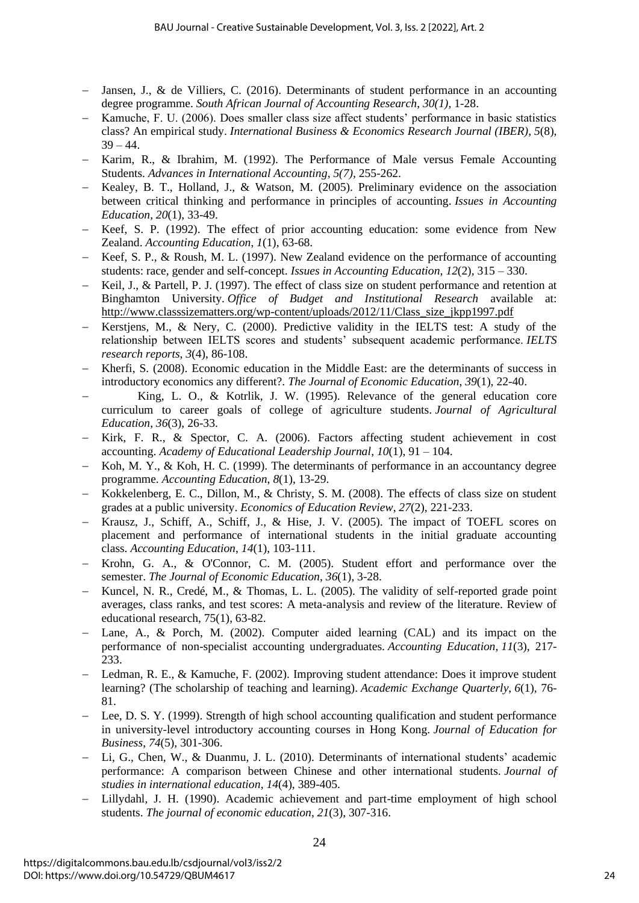- Jansen, J., & de Villiers, C. (2016). Determinants of student performance in an accounting degree programme. *South African Journal of Accounting Research*, *30(1),* 1-28.
- Kamuche, F. U. (2006). Does smaller class size affect students' performance in basic statistics class? An empirical study. *International Business & Economics Research Journal (IBER)*, *5*(8), 39 – 44.
- Karim, R., & Ibrahim, M. (1992). The Performance of Male versus Female Accounting Students. *Advances in International Accounting*, *5(7),* 255-262.
- Kealey, B. T., Holland, J., & Watson, M. (2005). Preliminary evidence on the association between critical thinking and performance in principles of accounting. *Issues in Accounting Education*, *20*(1), 33-49.
- Keef, S. P. (1992). The effect of prior accounting education: some evidence from New Zealand. *Accounting Education*, *1*(1), 63-68.
- Keef, S. P., & Roush, M. L. (1997). New Zealand evidence on the performance of accounting students: race, gender and self-concept. *Issues in Accounting Education*, *12*(2), 315 – 330.
- Keil, J., & Partell, P. J. (1997). The effect of class size on student performance and retention at Binghamton University. *Office of Budget and Institutional Research* available at: http://www.classsizematters.org/wp-content/uploads/2012/11/Class_size_jkpp1997.pdf
- Kerstjens, M., & Nery, C. (2000). Predictive validity in the IELTS test: A study of the relationship between IELTS scores and students' subsequent academic performance. *IELTS research reports*, *3*(4), 86-108.
- Kherfi, S. (2008). Economic education in the Middle East: are the determinants of success in introductory economics any different?. *The Journal of Economic Education*, *39*(1), 22-40.
- King, L. O., & Kotrlik, J. W. (1995). Relevance of the general education core curriculum to career goals of college of agriculture students. *Journal of Agricultural Education*, *36*(3), 26-33.
- Kirk, F. R., & Spector, C. A. (2006). Factors affecting student achievement in cost accounting. *Academy of Educational Leadership Journal*, *10*(1), 91 – 104.
- Koh, M. Y., & Koh, H. C. (1999). The determinants of performance in an accountancy degree programme. *Accounting Education*, *8*(1), 13-29.
- Kokkelenberg, E. C., Dillon, M., & Christy, S. M. (2008). The effects of class size on student grades at a public university. *Economics of Education Review*, *27*(2), 221-233.
- Krausz, J., Schiff, A., Schiff, J., & Hise, J. V. (2005). The impact of TOEFL scores on placement and performance of international students in the initial graduate accounting class. *Accounting Education*, *14*(1), 103-111.
- Krohn, G. A., & O'Connor, C. M. (2005). Student effort and performance over the semester. *The Journal of Economic Education*, *36*(1), 3-28.
- Kuncel, N. R., Credé, M., & Thomas, L. L. (2005). The validity of self-reported grade point averages, class ranks, and test scores: A meta-analysis and review of the literature. Review of educational research, 75(1), 63-82.
- Lane, A., & Porch, M. (2002). Computer aided learning (CAL) and its impact on the performance of non-specialist accounting undergraduates. *Accounting Education*, *11*(3), 217-233.
- Ledman, R. E., & Kamuche, F. (2002). Improving student attendance: Does it improve student learning? (The scholarship of teaching and learning). *Academic Exchange Quarterly*, *6*(1), 76-81.
- Lee, D. S. Y. (1999). Strength of high school accounting qualification and student performance in university-level introductory accounting courses in Hong Kong. *Journal of Education for Business*, *74*(5), 301-306.
- Li, G., Chen, W., & Duanmu, J. L. (2010). Determinants of international students' academic performance: A comparison between Chinese and other international students. *Journal of studies in international education*, *14*(4), 389-405.
- Lillydahl, J. H. (1990). Academic achievement and part-time employment of high school students. *The journal of economic education*, *21*(3), 307-316.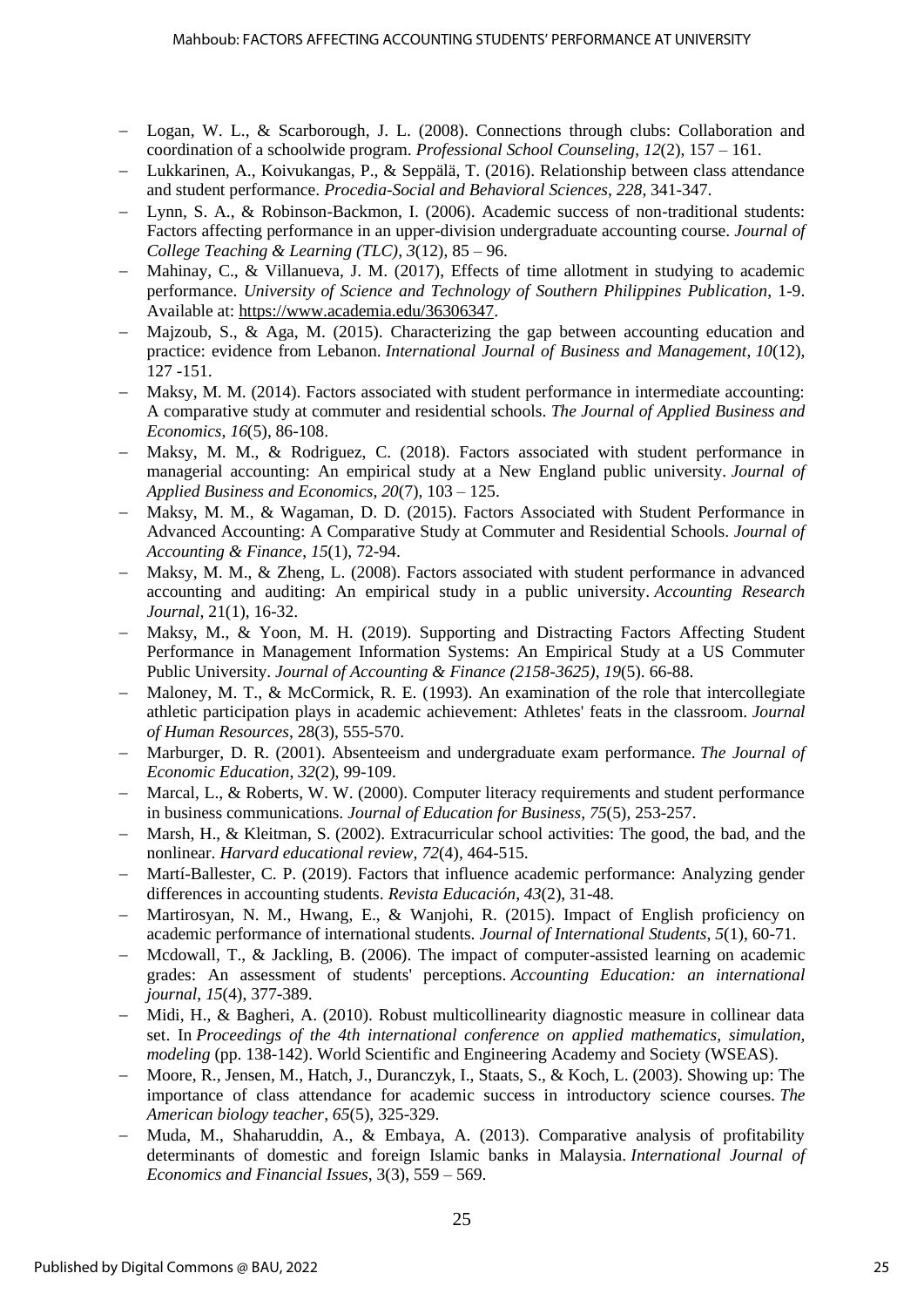- Logan, W. L., & Scarborough, J. L. (2008). Connections through clubs: Collaboration and coordination of a schoolwide program. *Professional School Counseling*, *12*(2), 157 – 161.
- Lukkarinen, A., Koivukangas, P., & Seppälä, T. (2016). Relationship between class attendance and student performance. *Procedia-Social and Behavioral Sciences*, *228*, 341-347.
- Lynn, S. A., & Robinson-Backmon, I. (2006). Academic success of non-traditional students: Factors affecting performance in an upper-division undergraduate accounting course. *Journal of College Teaching & Learning (TLC)*, *3*(12), 85 – 96.
- Mahinay, C., & Villanueva, J. M. (2017), Effects of time allotment in studying to academic performance. *University of Science and Technology of Southern Philippines Publication*, 1-9. Available at: https://www.academia.edu/36306347.
- Majzoub, S., & Aga, M. (2015). Characterizing the gap between accounting education and practice: evidence from Lebanon. *International Journal of Business and Management*, *10*(12), 127 -151.
- Maksy, M. M. (2014). Factors associated with student performance in intermediate accounting: A comparative study at commuter and residential schools. *The Journal of Applied Business and Economics*, *16*(5), 86-108.
- Maksy, M. M., & Rodriguez, C. (2018). Factors associated with student performance in managerial accounting: An empirical study at a New England public university. *Journal of Applied Business and Economics*, *20*(7), 103 – 125.
- Maksy, M. M., & Wagaman, D. D. (2015). Factors Associated with Student Performance in Advanced Accounting: A Comparative Study at Commuter and Residential Schools. *Journal of Accounting & Finance*, *15*(1), 72-94.
- Maksy, M. M., & Zheng, L. (2008). Factors associated with student performance in advanced accounting and auditing: An empirical study in a public university. *Accounting Research Journal*, 21(1), 16-32.
- Maksy, M., & Yoon, M. H. (2019). Supporting and Distracting Factors Affecting Student Performance in Management Information Systems: An Empirical Study at a US Commuter Public University. *Journal of Accounting & Finance (2158-3625)*, *19*(5). 66-88.
- Maloney, M. T., & McCormick, R. E. (1993). An examination of the role that intercollegiate athletic participation plays in academic achievement: Athletes' feats in the classroom. *Journal of Human Resources*, 28(3), 555-570.
- Marburger, D. R. (2001). Absenteeism and undergraduate exam performance. *The Journal of Economic Education*, *32*(2), 99-109.
- Marcal, L., & Roberts, W. W. (2000). Computer literacy requirements and student performance in business communications. *Journal of Education for Business*, *75*(5), 253-257.
- Marsh, H., & Kleitman, S. (2002). Extracurricular school activities: The good, the bad, and the nonlinear. *Harvard educational review*, *72*(4), 464-515.
- Martí-Ballester, C. P. (2019). Factors that influence academic performance: Analyzing gender differences in accounting students. *Revista Educación*, *43*(2), 31-48.
- Martirosyan, N. M., Hwang, E., & Wanjohi, R. (2015). Impact of English proficiency on academic performance of international students. *Journal of International Students*, *5*(1), 60-71.
- Mcdowall, T., & Jackling, B. (2006). The impact of computer-assisted learning on academic grades: An assessment of students' perceptions. *Accounting Education: an international journal*, *15*(4), 377-389.
- Midi, H., & Bagheri, A. (2010). Robust multicollinearity diagnostic measure in collinear data set. In *Proceedings of the 4th international conference on applied mathematics, simulation, modeling* (pp. 138-142). World Scientific and Engineering Academy and Society (WSEAS).
- Moore, R., Jensen, M., Hatch, J., Duranczyk, I., Staats, S., & Koch, L. (2003). Showing up: The importance of class attendance for academic success in introductory science courses. *The American biology teacher*, *65*(5), 325-329.
- Muda, M., Shaharuddin, A., & Embaya, A. (2013). Comparative analysis of profitability determinants of domestic and foreign Islamic banks in Malaysia. *International Journal of Economics and Financial Issues*, 3(3), 559 – 569.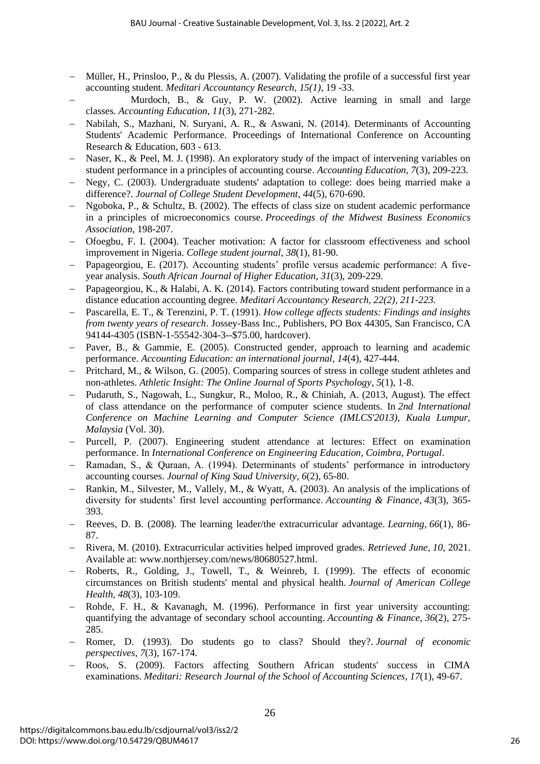- Müller, H., Prinsloo, P., & du Plessis, A. (2007). Validating the profile of a successful first year accounting student. *Meditari Accountancy Research, 15(1)*, 19 -33.
- Murdoch, B., & Guy, P. W. (2002). Active learning in small and large classes. *Accounting Education*, *11*(3), 271-282.
- Nabilah, S., Mazhani, N. Suryani, A. R., & Aswani, N. (2014). Determinants of Accounting Students' Academic Performance. Proceedings of International Conference on Accounting Research & Education, 603 - 613.
- Naser, K., & Peel, M. J. (1998). An exploratory study of the impact of intervening variables on student performance in a principles of accounting course. *Accounting Education*, *7*(3), 209-223.
- Negy, C. (2003). Undergraduate students' adaptation to college: does being married make a difference?. *Journal of College Student Development*, *44*(5), 670-690.
- Ngoboka, P., & Schultz, B. (2002). The effects of class size on student academic performance in a principles of microeconomics course. *Proceedings of the Midwest Business Economics Association*, 198-207.
- Ofoegbu, F. I. (2004). Teacher motivation: A factor for classroom effectiveness and school improvement in Nigeria. *College student journal*, *38*(1), 81-90.
- Papageorgiou, E. (2017). Accounting students' profile versus academic performance: A five-year analysis. *South African Journal of Higher Education*, *31*(3), 209-229.
- Papageorgiou, K., & Halabi, A. K. (2014). Factors contributing toward student performance in a distance education accounting degree. *Meditari Accountancy Research, 22(2), 211-223.*
- Pascarella, E. T., & Terenzini, P. T. (1991). *How college affects students: Findings and insights from twenty years of research*. Jossey-Bass Inc., Publishers, PO Box 44305, San Francisco, CA 94144-4305 (ISBN-1-55542-304-3--$75.00, hardcover).
- Paver, B., & Gammie, E. (2005). Constructed gender, approach to learning and academic performance. *Accounting Education: an international journal*, *14*(4), 427-444.
- Pritchard, M., & Wilson, G. (2005). Comparing sources of stress in college student athletes and non-athletes. *Athletic Insight: The Online Journal of Sports Psychology*, *5*(1), 1-8.
- Pudaruth, S., Nagowah, L., Sungkur, R., Moloo, R., & Chiniah, A. (2013, August). The effect of class attendance on the performance of computer science students. In *2nd International Conference on Machine Learning and Computer Science (IMLCS'2013), Kuala Lumpur, Malaysia* (Vol. 30).
- Purcell, P. (2007). Engineering student attendance at lectures: Effect on examination performance. In *International Conference on Engineering Education, Coimbra, Portugal*.
- Ramadan, S., & Quraan, A. (1994). Determinants of students' performance in introductory accounting courses. *Journal of King Saud University*, *6*(2), 65-80.
- Rankin, M., Silvester, M., Vallely, M., & Wyatt, A. (2003). An analysis of the implications of diversity for students' first level accounting performance. *Accounting & Finance*, *43*(3), 365-393.
- Reeves, D. B. (2008). The learning leader/the extracurricular advantage. *Learning*, *66*(1), 86-87.
- Rivera, M. (2010). Extracurricular activities helped improved grades. *Retrieved June*, *10*, 2021. Available at: www.northjersey.com/news/80680527.html.
- Roberts, R., Golding, J., Towell, T., & Weinreb, I. (1999). The effects of economic circumstances on British students' mental and physical health. *Journal of American College Health*, *48*(3), 103-109.
- Rohde, F. H., & Kavanagh, M. (1996). Performance in first year university accounting: quantifying the advantage of secondary school accounting. *Accounting & Finance*, *36*(2), 275-285.
- Romer, D. (1993). Do students go to class? Should they?. *Journal of economic perspectives*, *7*(3), 167-174.
- Roos, S. (2009). Factors affecting Southern African students' success in CIMA examinations. *Meditari: Research Journal of the School of Accounting Sciences*, *17*(1), 49-67.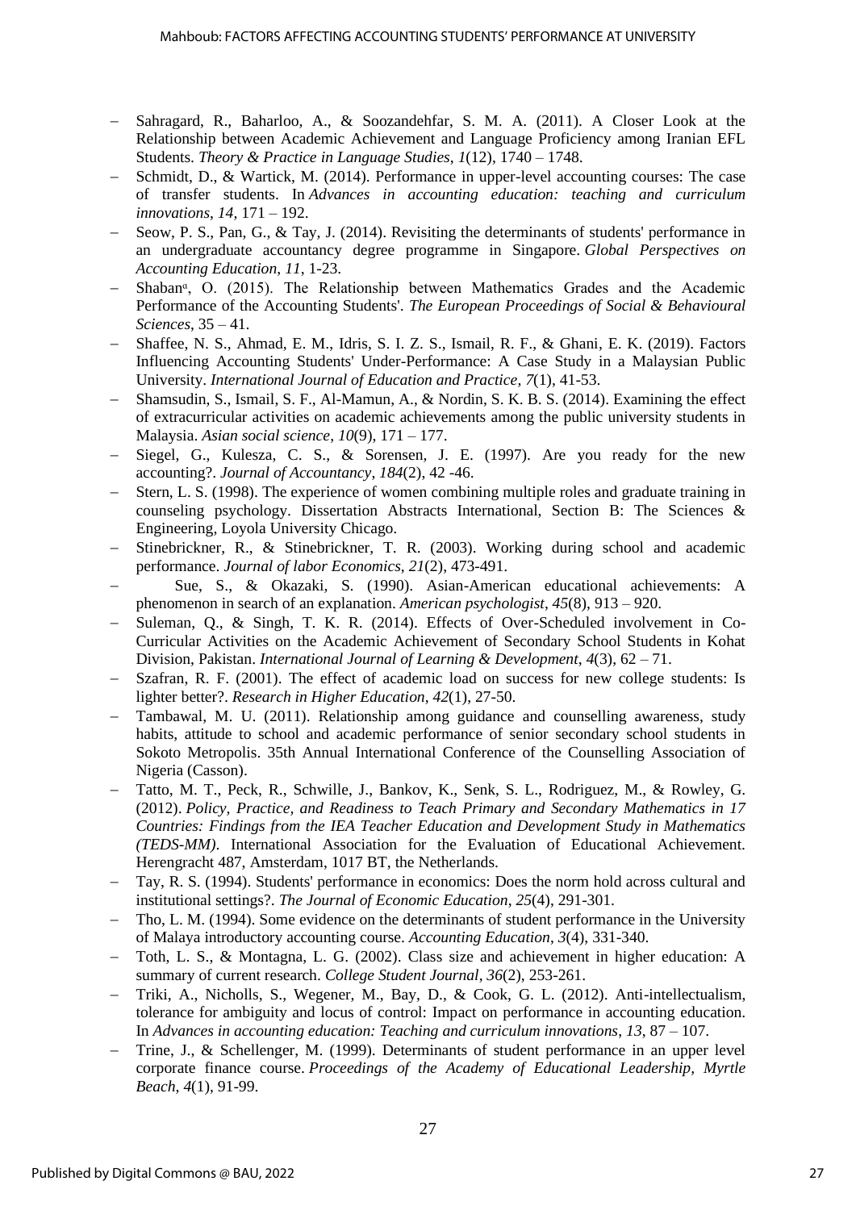- Sahragard, R., Baharloo, A., & Soozandehfar, S. M. A. (2011). A Closer Look at the Relationship between Academic Achievement and Language Proficiency among Iranian EFL Students. *Theory & Practice in Language Studies*, *1*(12), 1740 – 1748.
- Schmidt, D., & Wartick, M. (2014). Performance in upper-level accounting courses: The case of transfer students. In *Advances in accounting education: teaching and curriculum innovations*, *14*, 171 – 192.
- Seow, P. S., Pan, G., & Tay, J. (2014). Revisiting the determinants of students' performance in an undergraduate accountancy degree programme in Singapore. *Global Perspectives on Accounting Education*, *11*, 1-23.
- Shabanª, O. (2015). The Relationship between Mathematics Grades and the Academic Performance of the Accounting Students'. *The European Proceedings of Social & Behavioural Sciences*, 35 – 41.
- Shaffee, N. S., Ahmad, E. M., Idris, S. I. Z. S., Ismail, R. F., & Ghani, E. K. (2019). Factors Influencing Accounting Students' Under-Performance: A Case Study in a Malaysian Public University. *International Journal of Education and Practice*, *7*(1), 41-53.
- Shamsudin, S., Ismail, S. F., Al-Mamun, A., & Nordin, S. K. B. S. (2014). Examining the effect of extracurricular activities on academic achievements among the public university students in Malaysia. *Asian social science*, *10*(9), 171 – 177.
- Siegel, G., Kulesza, C. S., & Sorensen, J. E. (1997). Are you ready for the new accounting?. *Journal of Accountancy*, *184*(2), 42 -46.
- Stern, L. S. (1998). The experience of women combining multiple roles and graduate training in counseling psychology. Dissertation Abstracts International, Section B: The Sciences & Engineering, Loyola University Chicago.
- Stinebrickner, R., & Stinebrickner, T. R. (2003). Working during school and academic performance. *Journal of labor Economics*, *21*(2), 473-491.
- Sue, S., & Okazaki, S. (1990). Asian-American educational achievements: A phenomenon in search of an explanation. *American psychologist*, *45*(8), 913 – 920.
- Suleman, Q., & Singh, T. K. R. (2014). Effects of Over-Scheduled involvement in Co-Curricular Activities on the Academic Achievement of Secondary School Students in Kohat Division, Pakistan. *International Journal of Learning & Development*, *4*(3), 62 – 71.
- Szafran, R. F. (2001). The effect of academic load on success for new college students: Is lighter better?. *Research in Higher Education*, *42*(1), 27-50.
- Tambawal, M. U. (2011). Relationship among guidance and counselling awareness, study habits, attitude to school and academic performance of senior secondary school students in Sokoto Metropolis. 35th Annual International Conference of the Counselling Association of Nigeria (Casson).
- Tatto, M. T., Peck, R., Schwille, J., Bankov, K., Senk, S. L., Rodriguez, M., & Rowley, G. (2012). *Policy, Practice, and Readiness to Teach Primary and Secondary Mathematics in 17 Countries: Findings from the IEA Teacher Education and Development Study in Mathematics (TEDS-MM)*. International Association for the Evaluation of Educational Achievement. Herengracht 487, Amsterdam, 1017 BT, the Netherlands.
- Tay, R. S. (1994). Students' performance in economics: Does the norm hold across cultural and institutional settings?. *The Journal of Economic Education*, *25*(4), 291-301.
- Tho, L. M. (1994). Some evidence on the determinants of student performance in the University of Malaya introductory accounting course. *Accounting Education*, *3*(4), 331-340.
- Toth, L. S., & Montagna, L. G. (2002). Class size and achievement in higher education: A summary of current research. *College Student Journal*, *36*(2), 253-261.
- Triki, A., Nicholls, S., Wegener, M., Bay, D., & Cook, G. L. (2012). Anti-intellectualism, tolerance for ambiguity and locus of control: Impact on performance in accounting education. In *Advances in accounting education: Teaching and curriculum innovations*, *13*, 87 – 107.
- Trine, J., & Schellenger, M. (1999). Determinants of student performance in an upper level corporate finance course. *Proceedings of the Academy of Educational Leadership, Myrtle Beach*, *4*(1), 91-99.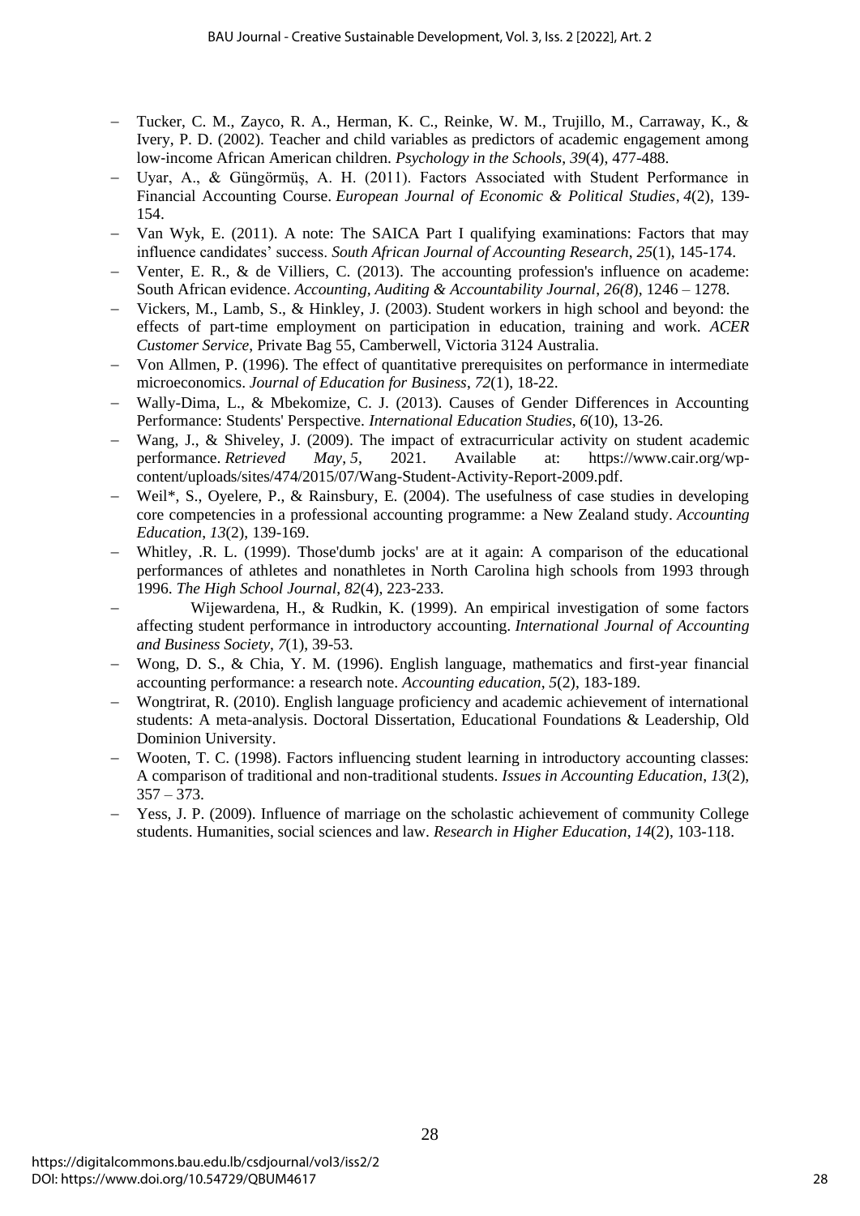- Tucker, C. M., Zayco, R. A., Herman, K. C., Reinke, W. M., Trujillo, M., Carraway, K., & Ivery, P. D. (2002). Teacher and child variables as predictors of academic engagement among low‐income African American children. *Psychology in the Schools*, *39*(4), 477-488.
- Uyar, A., & Güngörmüş, A. H. (2011). Factors Associated with Student Performance in Financial Accounting Course. *European Journal of Economic & Political Studies*, *4*(2), 139-154.
- Van Wyk, E. (2011). A note: The SAICA Part I qualifying examinations: Factors that may influence candidates' success. *South African Journal of Accounting Research*, *25*(1), 145-174.
- Venter, E. R., & de Villiers, C. (2013). The accounting profession's influence on academe: South African evidence. *Accounting, Auditing & Accountability Journal*, *26(8*), 1246 – 1278.
- Vickers, M., Lamb, S., & Hinkley, J. (2003). Student workers in high school and beyond: the effects of part-time employment on participation in education, training and work. *ACER Customer Service*, Private Bag 55, Camberwell, Victoria 3124 Australia.
- Von Allmen, P. (1996). The effect of quantitative prerequisites on performance in intermediate microeconomics. *Journal of Education for Business*, *72*(1), 18-22.
- Wally-Dima, L., & Mbekomize, C. J. (2013). Causes of Gender Differences in Accounting Performance: Students' Perspective. *International Education Studies*, *6*(10), 13-26.
- Wang, J., & Shiveley, J. (2009). The impact of extracurricular activity on student academic performance. *Retrieved May*, *5*, 2021. Available at: https://www.cair.org/wp-content/uploads/sites/474/2015/07/Wang-Student-Activity-Report-2009.pdf.
- Weil*, S., Oyelere, P., & Rainsbury, E. (2004). The usefulness of case studies in developing core competencies in a professional accounting programme: a New Zealand study. *Accounting Education*, *13*(2), 139-169.
- Whitley, .R. L. (1999). Those'dumb jocks' are at it again: A comparison of the educational performances of athletes and nonathletes in North Carolina high schools from 1993 through 1996. *The High School Journal*, *82*(4), 223-233.
- Wijewardena, H., & Rudkin, K. (1999). An empirical investigation of some factors affecting student performance in introductory accounting. *International Journal of Accounting and Business Society*, *7*(1), 39-53.
- Wong, D. S., & Chia, Y. M. (1996). English language, mathematics and first-year financial accounting performance: a research note. *Accounting education*, *5*(2), 183-189.
- Wongtrirat, R. (2010). English language proficiency and academic achievement of international students: A meta-analysis. Doctoral Dissertation, Educational Foundations & Leadership, Old Dominion University.
- Wooten, T. C. (1998). Factors influencing student learning in introductory accounting classes: A comparison of traditional and non-traditional students. *Issues in Accounting Education*, *13*(2), 357 – 373.
- Yess, J. P. (2009). Influence of marriage on the scholastic achievement of community College students. Humanities, social sciences and law. *Research in Higher Education*, *14*(2), 103-118.